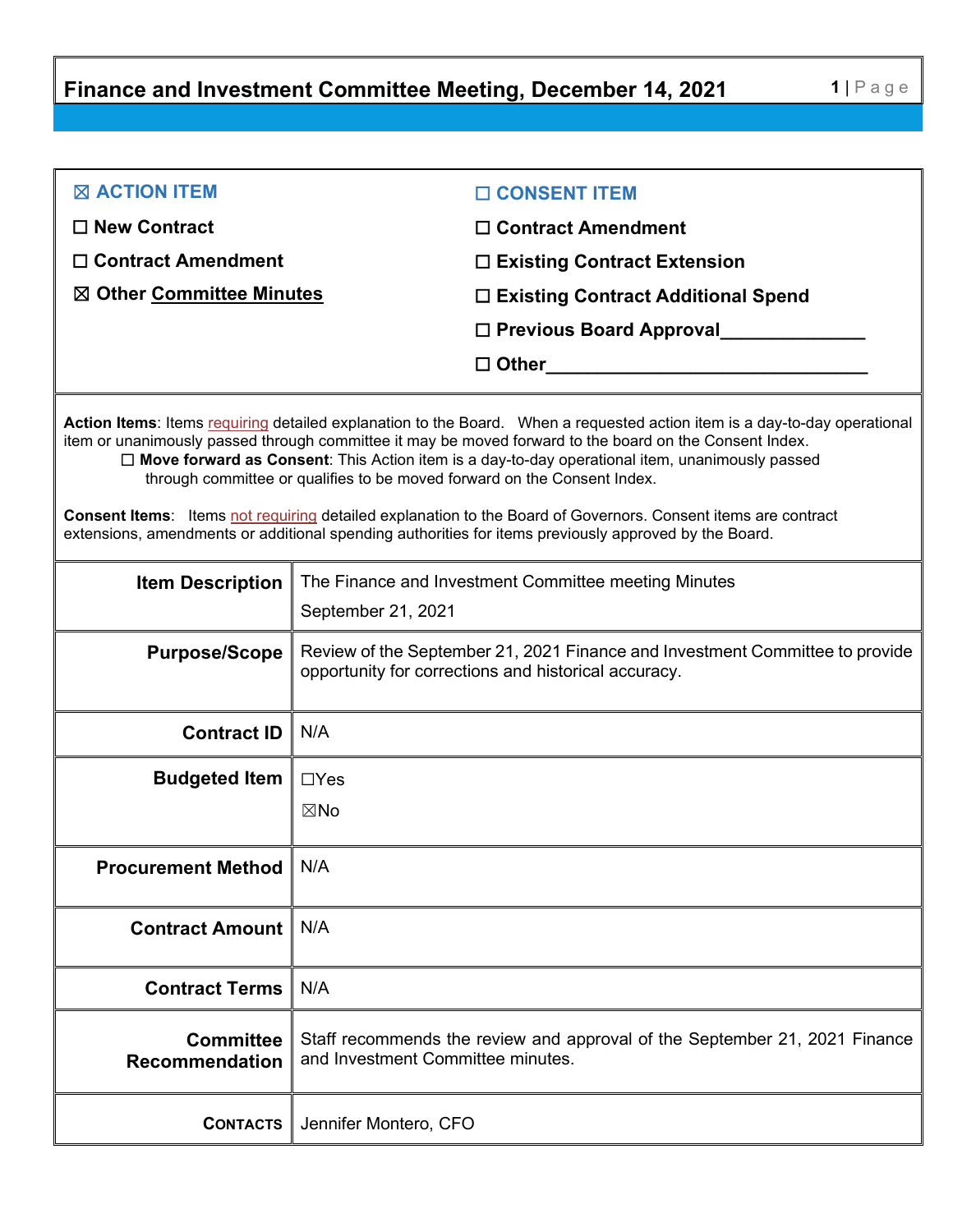# Finance and Investment Committee Meeting, December 14, 2021

| | |
|---|---|
| ☒ **ACTION ITEM** | ☐ **CONSENT ITEM** |
| ☐ **New Contract** | ☐ **Contract Amendment** |
| ☐ **Contract Amendment** | ☐ **Existing Contract Extension** |
| ☒ **Other Committee Minutes** | ☐ **Existing Contract Additional Spend** |
| | ☐ **Previous Board Approval______________** |
| | ☐ **Other_______________________________** |

**Action Items**: Items requiring detailed explanation to the Board. When a requested action item is a day-to-day operational item or unanimously passed through committee it may be moved forward to the board on the Consent Index.

☐ **Move forward as Consent**: This Action item is a day-to-day operational item, unanimously passed through committee or qualifies to be moved forward on the Consent Index.

**Consent Items**: Items not requiring detailed explanation to the Board of Governors. Consent items are contract extensions, amendments or additional spending authorities for items previously approved by the Board.

| | |
|---|---|
| **Item Description** | The Finance and Investment Committee meeting Minutes<br>September 21, 2021 |
| **Purpose/Scope** | Review of the September 21, 2021 Finance and Investment Committee to provide opportunity for corrections and historical accuracy. |
| **Contract ID** | N/A |
| **Budgeted Item** | ☐Yes<br>☒No |
| **Procurement Method** | N/A |
| **Contract Amount** | N/A |
| **Contract Terms** | N/A |
| **Committee Recommendation** | Staff recommends the review and approval of the September 21, 2021 Finance and Investment Committee minutes. |
| **CONTACTS** | Jennifer Montero, CFO |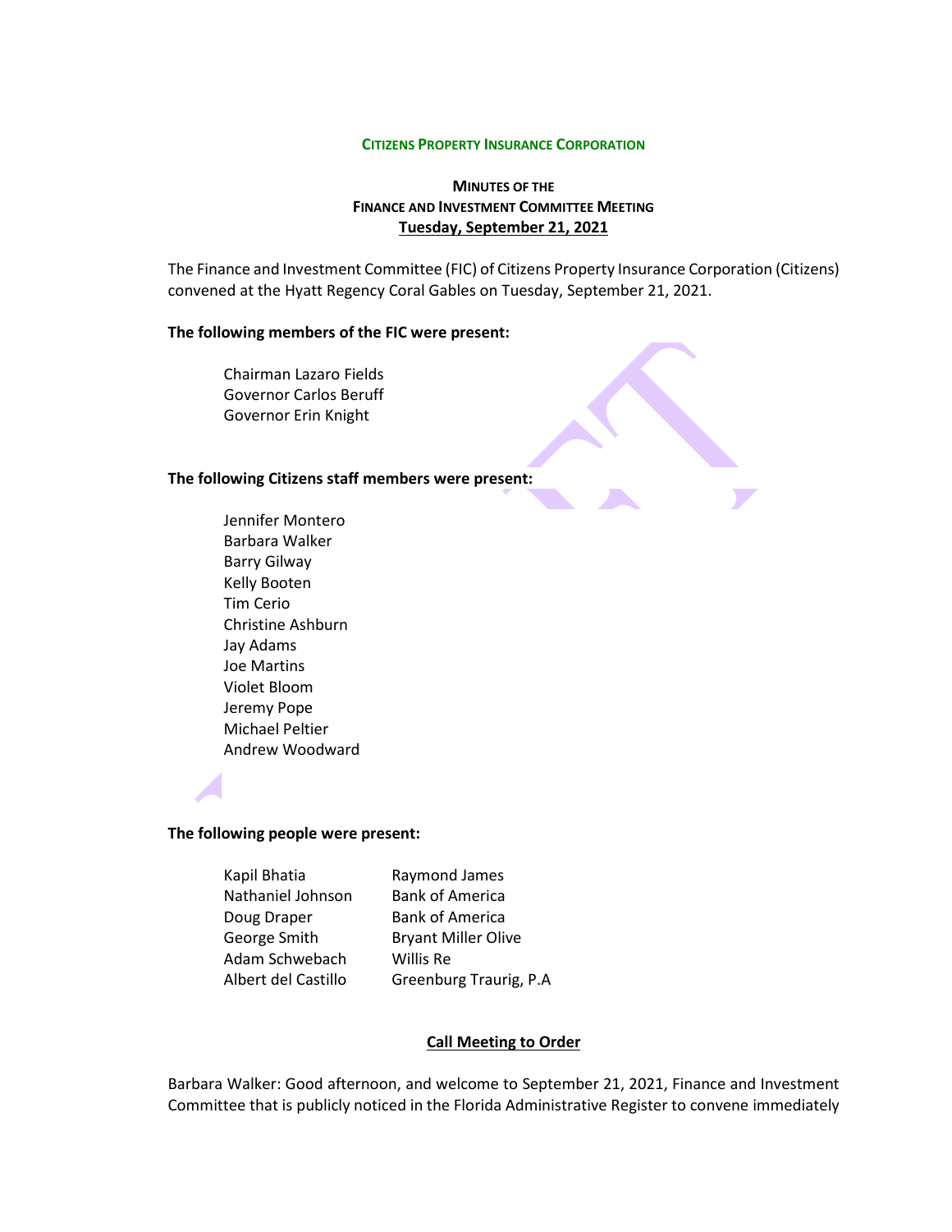**CITIZENS PROPERTY INSURANCE CORPORATION**

**MINUTES OF THE**
**FINANCE AND INVESTMENT COMMITTEE MEETING**
**Tuesday, September 21, 2021**

The Finance and Investment Committee (FIC) of Citizens Property Insurance Corporation (Citizens) convened at the Hyatt Regency Coral Gables on Tuesday, September 21, 2021.

**The following members of the FIC were present:**

Chairman Lazaro Fields
Governor Carlos Beruff
Governor Erin Knight

**The following Citizens staff members were present:**

Jennifer Montero
Barbara Walker
Barry Gilway
Kelly Booten
Tim Cerio
Christine Ashburn
Jay Adams
Joe Martins
Violet Bloom
Jeremy Pope
Michael Peltier
Andrew Woodward

**The following people were present:**

| | |
|---|---|
| Kapil Bhatia | Raymond James |
| Nathaniel Johnson | Bank of America |
| Doug Draper | Bank of America |
| George Smith | Bryant Miller Olive |
| Adam Schwebach | Willis Re |
| Albert del Castillo | Greenburg Traurig, P.A |

**Call Meeting to Order**

Barbara Walker: Good afternoon, and welcome to September 21, 2021, Finance and Investment Committee that is publicly noticed in the Florida Administrative Register to convene immediately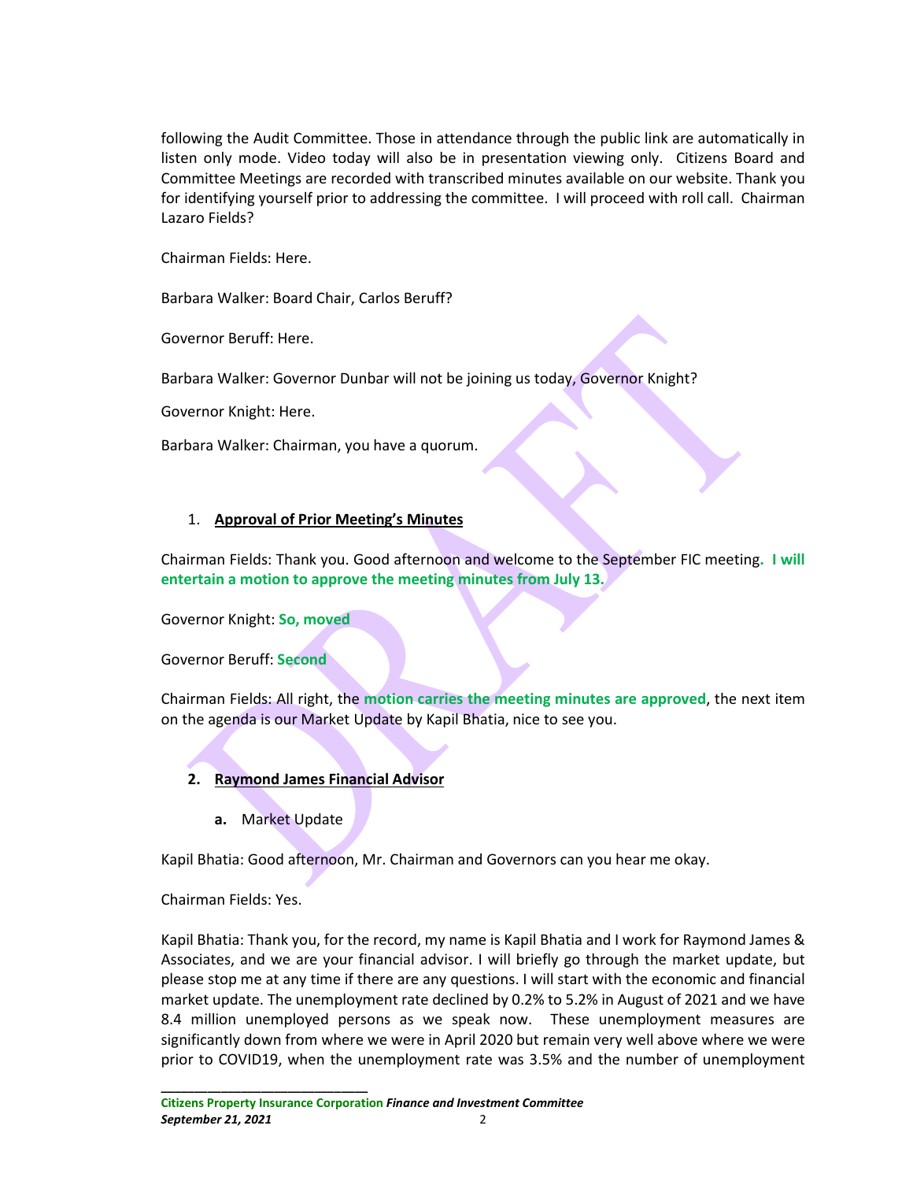following the Audit Committee. Those in attendance through the public link are automatically in listen only mode. Video today will also be in presentation viewing only. Citizens Board and Committee Meetings are recorded with transcribed minutes available on our website. Thank you for identifying yourself prior to addressing the committee. I will proceed with roll call. Chairman Lazaro Fields?

Chairman Fields: Here.

Barbara Walker: Board Chair, Carlos Beruff?

Governor Beruff: Here.

Barbara Walker: Governor Dunbar will not be joining us today, Governor Knight?

Governor Knight: Here.

Barbara Walker: Chairman, you have a quorum.

1. **Approval of Prior Meeting's Minutes**

Chairman Fields: Thank you. Good afternoon and welcome to the September FIC meeting. **I will entertain a motion to approve the meeting minutes from July 13.**

Governor Knight: **So, moved**

Governor Beruff: **Second**

Chairman Fields: All right, the **motion carries the meeting minutes are approved**, the next item on the agenda is our Market Update by Kapil Bhatia, nice to see you.

2. **Raymond James Financial Advisor**

   a. Market Update

Kapil Bhatia: Good afternoon, Mr. Chairman and Governors can you hear me okay.

Chairman Fields: Yes.

Kapil Bhatia: Thank you, for the record, my name is Kapil Bhatia and I work for Raymond James & Associates, and we are your financial advisor. I will briefly go through the market update, but please stop me at any time if there are any questions. I will start with the economic and financial market update. The unemployment rate declined by 0.2% to 5.2% in August of 2021 and we have 8.4 million unemployed persons as we speak now. These unemployment measures are significantly down from where we were in April 2020 but remain very well above where we were prior to COVID19, when the unemployment rate was 3.5% and the number of unemployment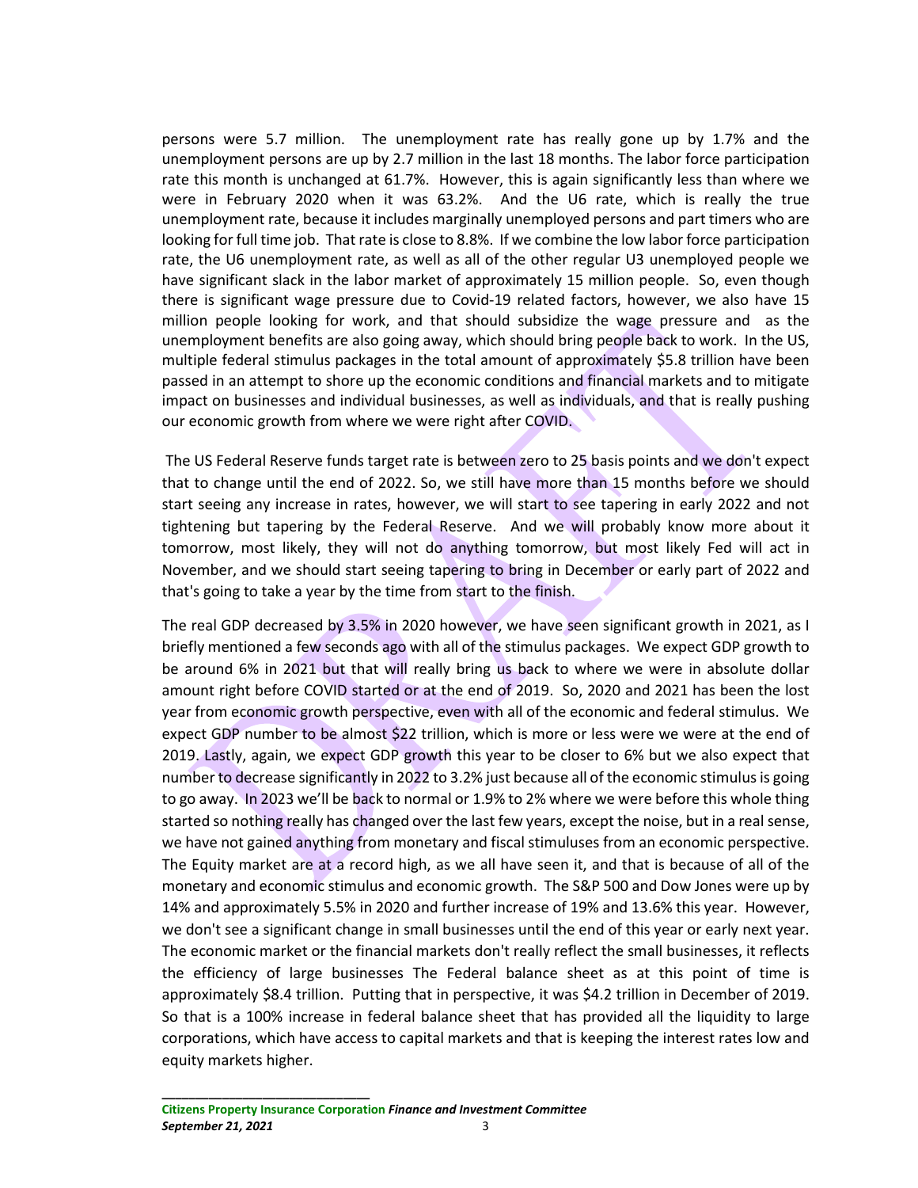persons were 5.7 million. The unemployment rate has really gone up by 1.7% and the unemployment persons are up by 2.7 million in the last 18 months. The labor force participation rate this month is unchanged at 61.7%. However, this is again significantly less than where we were in February 2020 when it was 63.2%. And the U6 rate, which is really the true unemployment rate, because it includes marginally unemployed persons and part timers who are looking for full time job. That rate is close to 8.8%. If we combine the low labor force participation rate, the U6 unemployment rate, as well as all of the other regular U3 unemployed people we have significant slack in the labor market of approximately 15 million people. So, even though there is significant wage pressure due to Covid-19 related factors, however, we also have 15 million people looking for work, and that should subsidize the wage pressure and as the unemployment benefits are also going away, which should bring people back to work. In the US, multiple federal stimulus packages in the total amount of approximately $5.8 trillion have been passed in an attempt to shore up the economic conditions and financial markets and to mitigate impact on businesses and individual businesses, as well as individuals, and that is really pushing our economic growth from where we were right after COVID.

The US Federal Reserve funds target rate is between zero to 25 basis points and we don't expect that to change until the end of 2022. So, we still have more than 15 months before we should start seeing any increase in rates, however, we will start to see tapering in early 2022 and not tightening but tapering by the Federal Reserve. And we will probably know more about it tomorrow, most likely, they will not do anything tomorrow, but most likely Fed will act in November, and we should start seeing tapering to bring in December or early part of 2022 and that's going to take a year by the time from start to the finish.

The real GDP decreased by 3.5% in 2020 however, we have seen significant growth in 2021, as I briefly mentioned a few seconds ago with all of the stimulus packages. We expect GDP growth to be around 6% in 2021 but that will really bring us back to where we were in absolute dollar amount right before COVID started or at the end of 2019. So, 2020 and 2021 has been the lost year from economic growth perspective, even with all of the economic and federal stimulus. We expect GDP number to be almost $22 trillion, which is more or less were we were at the end of 2019. Lastly, again, we expect GDP growth this year to be closer to 6% but we also expect that number to decrease significantly in 2022 to 3.2% just because all of the economic stimulus is going to go away. In 2023 we'll be back to normal or 1.9% to 2% where we were before this whole thing started so nothing really has changed over the last few years, except the noise, but in a real sense, we have not gained anything from monetary and fiscal stimuluses from an economic perspective. The Equity market are at a record high, as we all have seen it, and that is because of all of the monetary and economic stimulus and economic growth. The S&P 500 and Dow Jones were up by 14% and approximately 5.5% in 2020 and further increase of 19% and 13.6% this year. However, we don't see a significant change in small businesses until the end of this year or early next year. The economic market or the financial markets don't really reflect the small businesses, it reflects the efficiency of large businesses The Federal balance sheet as at this point of time is approximately $8.4 trillion. Putting that in perspective, it was $4.2 trillion in December of 2019. So that is a 100% increase in federal balance sheet that has provided all the liquidity to large corporations, which have access to capital markets and that is keeping the interest rates low and equity markets higher.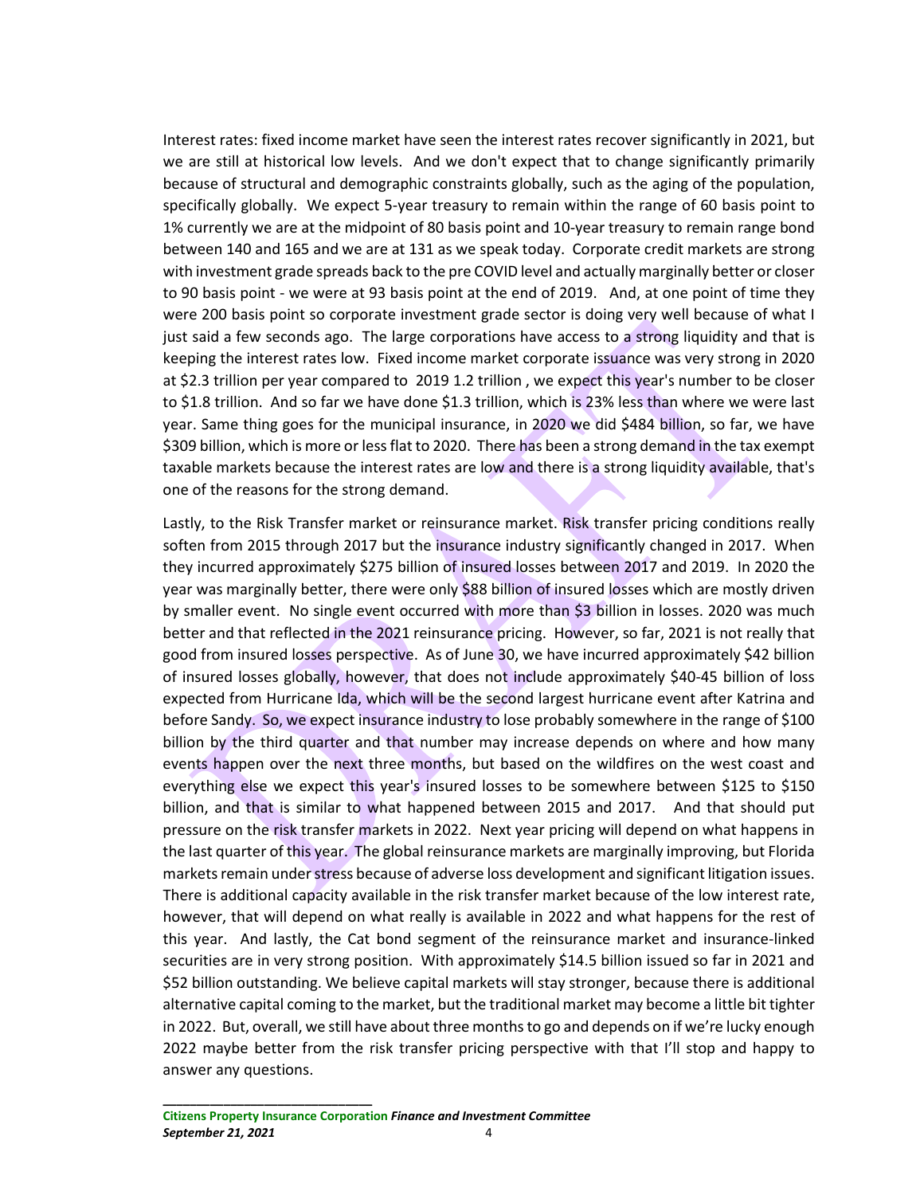Interest rates: fixed income market have seen the interest rates recover significantly in 2021, but we are still at historical low levels. And we don't expect that to change significantly primarily because of structural and demographic constraints globally, such as the aging of the population, specifically globally. We expect 5-year treasury to remain within the range of 60 basis point to 1% currently we are at the midpoint of 80 basis point and 10-year treasury to remain range bond between 140 and 165 and we are at 131 as we speak today. Corporate credit markets are strong with investment grade spreads back to the pre COVID level and actually marginally better or closer to 90 basis point - we were at 93 basis point at the end of 2019. And, at one point of time they were 200 basis point so corporate investment grade sector is doing very well because of what I just said a few seconds ago. The large corporations have access to a strong liquidity and that is keeping the interest rates low. Fixed income market corporate issuance was very strong in 2020 at $2.3 trillion per year compared to 2019 1.2 trillion , we expect this year's number to be closer to $1.8 trillion. And so far we have done $1.3 trillion, which is 23% less than where we were last year. Same thing goes for the municipal insurance, in 2020 we did $484 billion, so far, we have $309 billion, which is more or less flat to 2020. There has been a strong demand in the tax exempt taxable markets because the interest rates are low and there is a strong liquidity available, that's one of the reasons for the strong demand.

Lastly, to the Risk Transfer market or reinsurance market. Risk transfer pricing conditions really soften from 2015 through 2017 but the insurance industry significantly changed in 2017. When they incurred approximately $275 billion of insured losses between 2017 and 2019. In 2020 the year was marginally better, there were only $88 billion of insured losses which are mostly driven by smaller event. No single event occurred with more than $3 billion in losses. 2020 was much better and that reflected in the 2021 reinsurance pricing. However, so far, 2021 is not really that good from insured losses perspective. As of June 30, we have incurred approximately $42 billion of insured losses globally, however, that does not include approximately $40-45 billion of loss expected from Hurricane Ida, which will be the second largest hurricane event after Katrina and before Sandy. So, we expect insurance industry to lose probably somewhere in the range of $100 billion by the third quarter and that number may increase depends on where and how many events happen over the next three months, but based on the wildfires on the west coast and everything else we expect this year's insured losses to be somewhere between $125 to $150 billion, and that is similar to what happened between 2015 and 2017. And that should put pressure on the risk transfer markets in 2022. Next year pricing will depend on what happens in the last quarter of this year. The global reinsurance markets are marginally improving, but Florida markets remain under stress because of adverse loss development and significant litigation issues. There is additional capacity available in the risk transfer market because of the low interest rate, however, that will depend on what really is available in 2022 and what happens for the rest of this year. And lastly, the Cat bond segment of the reinsurance market and insurance-linked securities are in very strong position. With approximately $14.5 billion issued so far in 2021 and $52 billion outstanding. We believe capital markets will stay stronger, because there is additional alternative capital coming to the market, but the traditional market may become a little bit tighter in 2022. But, overall, we still have about three months to go and depends on if we're lucky enough 2022 maybe better from the risk transfer pricing perspective with that I'll stop and happy to answer any questions.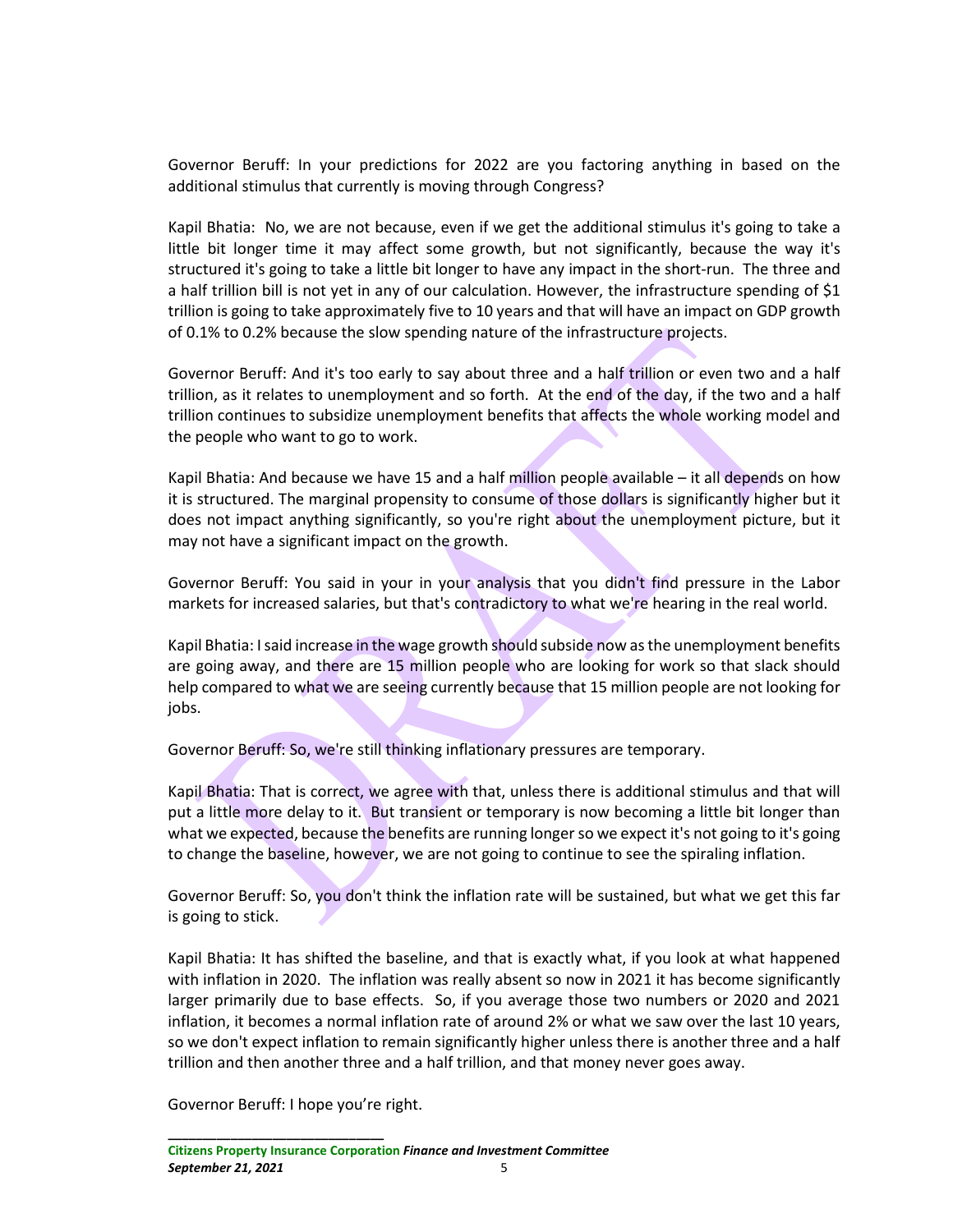Governor Beruff: In your predictions for 2022 are you factoring anything in based on the additional stimulus that currently is moving through Congress?

Kapil Bhatia: No, we are not because, even if we get the additional stimulus it's going to take a little bit longer time it may affect some growth, but not significantly, because the way it's structured it's going to take a little bit longer to have any impact in the short-run. The three and a half trillion bill is not yet in any of our calculation. However, the infrastructure spending of $1 trillion is going to take approximately five to 10 years and that will have an impact on GDP growth of 0.1% to 0.2% because the slow spending nature of the infrastructure projects.

Governor Beruff: And it's too early to say about three and a half trillion or even two and a half trillion, as it relates to unemployment and so forth. At the end of the day, if the two and a half trillion continues to subsidize unemployment benefits that affects the whole working model and the people who want to go to work.

Kapil Bhatia: And because we have 15 and a half million people available – it all depends on how it is structured. The marginal propensity to consume of those dollars is significantly higher but it does not impact anything significantly, so you're right about the unemployment picture, but it may not have a significant impact on the growth.

Governor Beruff: You said in your in your analysis that you didn't find pressure in the Labor markets for increased salaries, but that's contradictory to what we're hearing in the real world.

Kapil Bhatia: I said increase in the wage growth should subside now as the unemployment benefits are going away, and there are 15 million people who are looking for work so that slack should help compared to what we are seeing currently because that 15 million people are not looking for jobs.

Governor Beruff: So, we're still thinking inflationary pressures are temporary.

Kapil Bhatia: That is correct, we agree with that, unless there is additional stimulus and that will put a little more delay to it. But transient or temporary is now becoming a little bit longer than what we expected, because the benefits are running longer so we expect it's not going to it's going to change the baseline, however, we are not going to continue to see the spiraling inflation.

Governor Beruff: So, you don't think the inflation rate will be sustained, but what we get this far is going to stick.

Kapil Bhatia: It has shifted the baseline, and that is exactly what, if you look at what happened with inflation in 2020. The inflation was really absent so now in 2021 it has become significantly larger primarily due to base effects. So, if you average those two numbers or 2020 and 2021 inflation, it becomes a normal inflation rate of around 2% or what we saw over the last 10 years, so we don't expect inflation to remain significantly higher unless there is another three and a half trillion and then another three and a half trillion, and that money never goes away.

Governor Beruff: I hope you're right.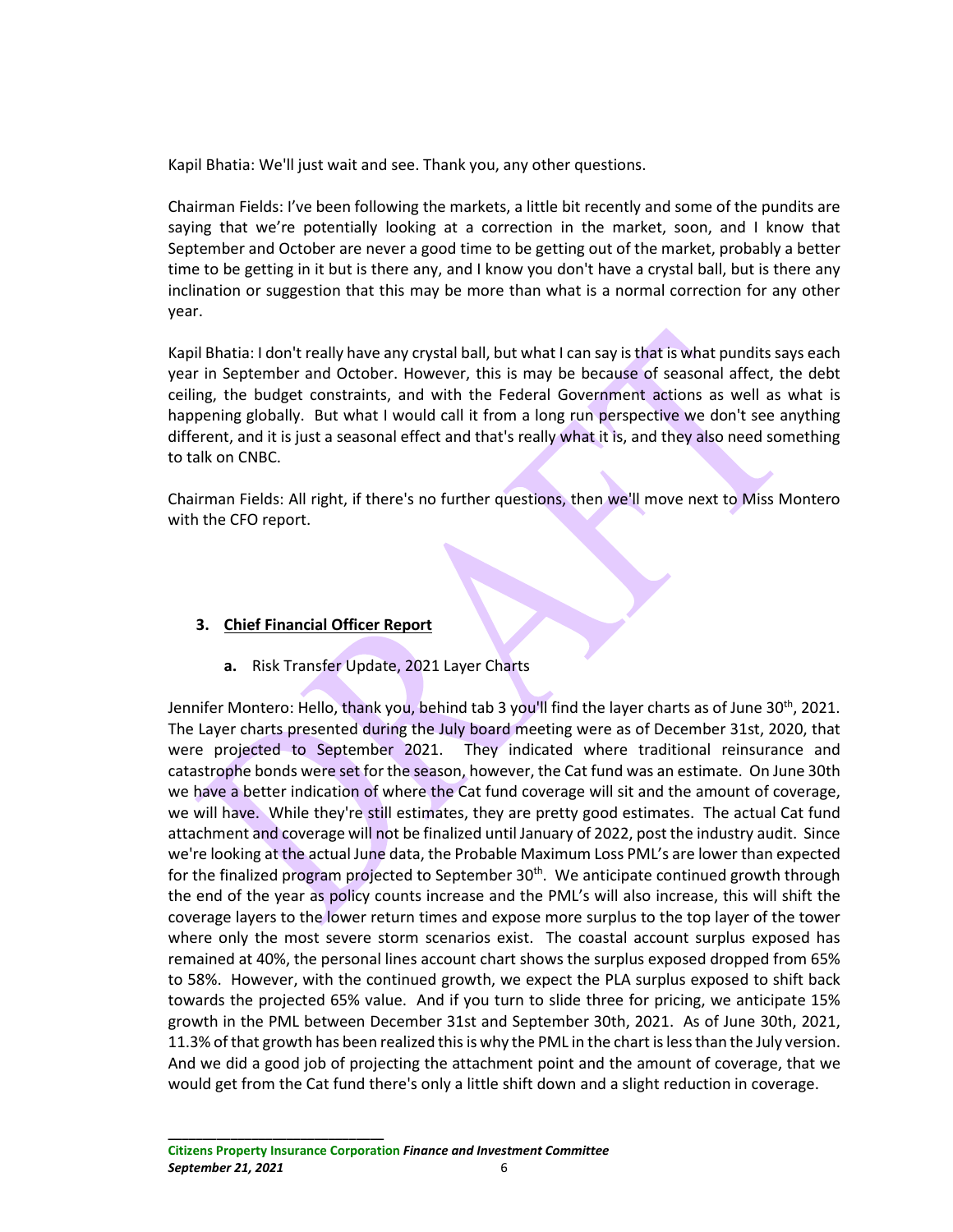Kapil Bhatia: We'll just wait and see. Thank you, any other questions.

Chairman Fields: I've been following the markets, a little bit recently and some of the pundits are saying that we're potentially looking at a correction in the market, soon, and I know that September and October are never a good time to be getting out of the market, probably a better time to be getting in it but is there any, and I know you don't have a crystal ball, but is there any inclination or suggestion that this may be more than what is a normal correction for any other year.

Kapil Bhatia: I don't really have any crystal ball, but what I can say is that is what pundits says each year in September and October. However, this is may be because of seasonal affect, the debt ceiling, the budget constraints, and with the Federal Government actions as well as what is happening globally. But what I would call it from a long run perspective we don't see anything different, and it is just a seasonal effect and that's really what it is, and they also need something to talk on CNBC.

Chairman Fields: All right, if there's no further questions, then we'll move next to Miss Montero with the CFO report.

## 3. Chief Financial Officer Report

**a.** Risk Transfer Update, 2021 Layer Charts

Jennifer Montero: Hello, thank you, behind tab 3 you'll find the layer charts as of June 30th, 2021. The Layer charts presented during the July board meeting were as of December 31st, 2020, that were projected to September 2021. They indicated where traditional reinsurance and catastrophe bonds were set for the season, however, the Cat fund was an estimate. On June 30th we have a better indication of where the Cat fund coverage will sit and the amount of coverage, we will have. While they're still estimates, they are pretty good estimates. The actual Cat fund attachment and coverage will not be finalized until January of 2022, post the industry audit. Since we're looking at the actual June data, the Probable Maximum Loss PML's are lower than expected for the finalized program projected to September 30th. We anticipate continued growth through the end of the year as policy counts increase and the PML's will also increase, this will shift the coverage layers to the lower return times and expose more surplus to the top layer of the tower where only the most severe storm scenarios exist. The coastal account surplus exposed has remained at 40%, the personal lines account chart shows the surplus exposed dropped from 65% to 58%. However, with the continued growth, we expect the PLA surplus exposed to shift back towards the projected 65% value. And if you turn to slide three for pricing, we anticipate 15% growth in the PML between December 31st and September 30th, 2021. As of June 30th, 2021, 11.3% of that growth has been realized this is why the PML in the chart is less than the July version. And we did a good job of projecting the attachment point and the amount of coverage, that we would get from the Cat fund there's only a little shift down and a slight reduction in coverage.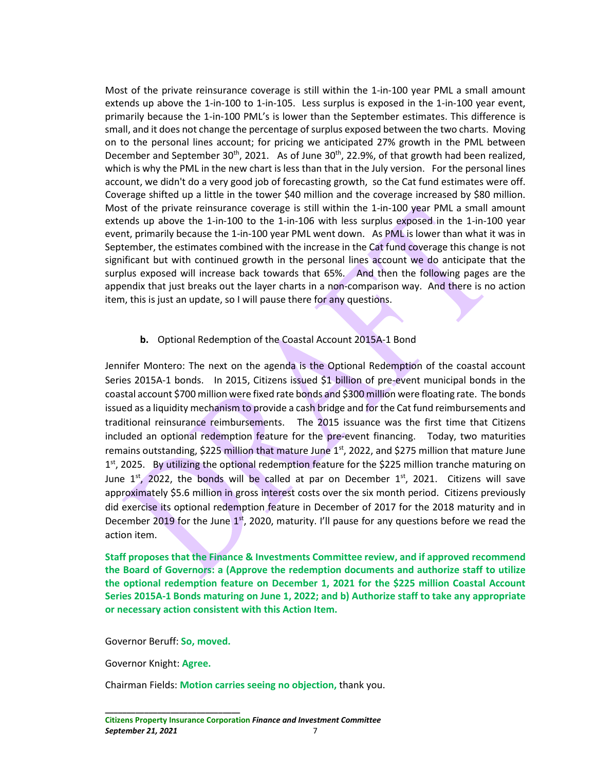Most of the private reinsurance coverage is still within the 1-in-100 year PML a small amount extends up above the 1-in-100 to 1-in-105. Less surplus is exposed in the 1-in-100 year event, primarily because the 1-in-100 PML's is lower than the September estimates. This difference is small, and it does not change the percentage of surplus exposed between the two charts. Moving on to the personal lines account; for pricing we anticipated 27% growth in the PML between December and September 30th, 2021. As of June 30th, 22.9%, of that growth had been realized, which is why the PML in the new chart is less than that in the July version. For the personal lines account, we didn't do a very good job of forecasting growth, so the Cat fund estimates were off. Coverage shifted up a little in the tower $40 million and the coverage increased by $80 million. Most of the private reinsurance coverage is still within the 1-in-100 year PML a small amount extends up above the 1-in-100 to the 1-in-106 with less surplus exposed in the 1-in-100 year event, primarily because the 1-in-100 year PML went down. As PML is lower than what it was in September, the estimates combined with the increase in the Cat fund coverage this change is not significant but with continued growth in the personal lines account we do anticipate that the surplus exposed will increase back towards that 65%. And then the following pages are the appendix that just breaks out the layer charts in a non-comparison way. And there is no action item, this is just an update, so I will pause there for any questions.

**b.** Optional Redemption of the Coastal Account 2015A-1 Bond

Jennifer Montero: The next on the agenda is the Optional Redemption of the coastal account Series 2015A-1 bonds. In 2015, Citizens issued $1 billion of pre-event municipal bonds in the coastal account $700 million were fixed rate bonds and $300 million were floating rate. The bonds issued as a liquidity mechanism to provide a cash bridge and for the Cat fund reimbursements and traditional reinsurance reimbursements. The 2015 issuance was the first time that Citizens included an optional redemption feature for the pre-event financing. Today, two maturities remains outstanding, $225 million that mature June 1st, 2022, and $275 million that mature June 1st, 2025. By utilizing the optional redemption feature for the $225 million tranche maturing on June 1st, 2022, the bonds will be called at par on December 1st, 2021. Citizens will save approximately $5.6 million in gross interest costs over the six month period. Citizens previously did exercise its optional redemption feature in December of 2017 for the 2018 maturity and in December 2019 for the June 1st, 2020, maturity. I'll pause for any questions before we read the action item.

**Staff proposes that the Finance & Investments Committee review, and if approved recommend the Board of Governors: a (Approve the redemption documents and authorize staff to utilize the optional redemption feature on December 1, 2021 for the $225 million Coastal Account Series 2015A-1 Bonds maturing on June 1, 2022; and b) Authorize staff to take any appropriate or necessary action consistent with this Action Item.**

Governor Beruff: **So, moved.**

Governor Knight: **Agree.**

Chairman Fields: **Motion carries seeing no objection,** thank you.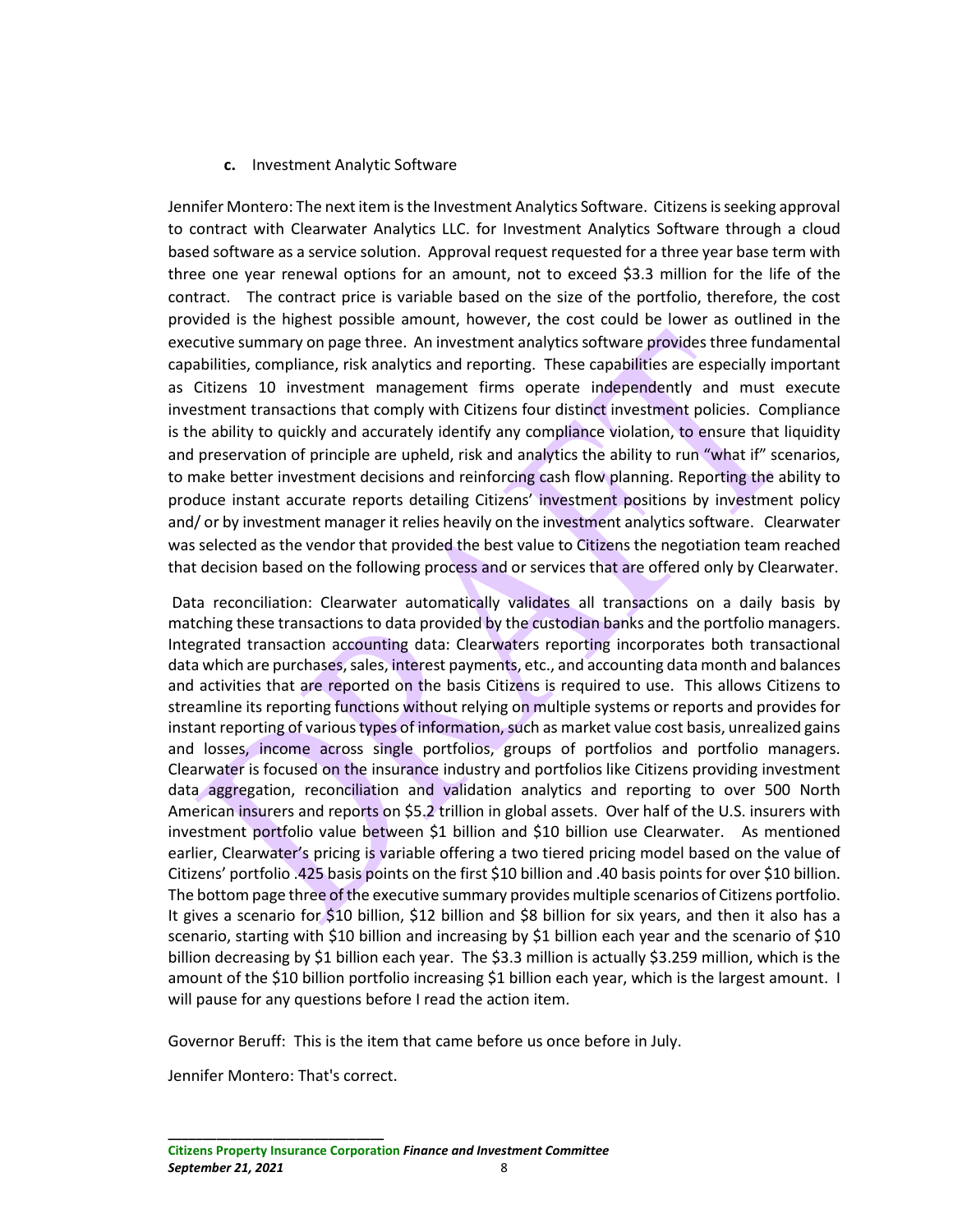**c.** Investment Analytic Software

Jennifer Montero: The next item is the Investment Analytics Software. Citizens is seeking approval to contract with Clearwater Analytics LLC. for Investment Analytics Software through a cloud based software as a service solution. Approval request requested for a three year base term with three one year renewal options for an amount, not to exceed $3.3 million for the life of the contract. The contract price is variable based on the size of the portfolio, therefore, the cost provided is the highest possible amount, however, the cost could be lower as outlined in the executive summary on page three. An investment analytics software provides three fundamental capabilities, compliance, risk analytics and reporting. These capabilities are especially important as Citizens 10 investment management firms operate independently and must execute investment transactions that comply with Citizens four distinct investment policies. Compliance is the ability to quickly and accurately identify any compliance violation, to ensure that liquidity and preservation of principle are upheld, risk and analytics the ability to run "what if" scenarios, to make better investment decisions and reinforcing cash flow planning. Reporting the ability to produce instant accurate reports detailing Citizens' investment positions by investment policy and/ or by investment manager it relies heavily on the investment analytics software. Clearwater was selected as the vendor that provided the best value to Citizens the negotiation team reached that decision based on the following process and or services that are offered only by Clearwater.

Data reconciliation: Clearwater automatically validates all transactions on a daily basis by matching these transactions to data provided by the custodian banks and the portfolio managers. Integrated transaction accounting data: Clearwaters reporting incorporates both transactional data which are purchases, sales, interest payments, etc., and accounting data month and balances and activities that are reported on the basis Citizens is required to use. This allows Citizens to streamline its reporting functions without relying on multiple systems or reports and provides for instant reporting of various types of information, such as market value cost basis, unrealized gains and losses, income across single portfolios, groups of portfolios and portfolio managers. Clearwater is focused on the insurance industry and portfolios like Citizens providing investment data aggregation, reconciliation and validation analytics and reporting to over 500 North American insurers and reports on $5.2 trillion in global assets. Over half of the U.S. insurers with investment portfolio value between $1 billion and $10 billion use Clearwater. As mentioned earlier, Clearwater's pricing is variable offering a two tiered pricing model based on the value of Citizens' portfolio .425 basis points on the first $10 billion and .40 basis points for over $10 billion. The bottom page three of the executive summary provides multiple scenarios of Citizens portfolio. It gives a scenario for $10 billion, $12 billion and $8 billion for six years, and then it also has a scenario, starting with $10 billion and increasing by $1 billion each year and the scenario of $10 billion decreasing by $1 billion each year. The $3.3 million is actually $3.259 million, which is the amount of the $10 billion portfolio increasing $1 billion each year, which is the largest amount. I will pause for any questions before I read the action item.

Governor Beruff: This is the item that came before us once before in July.

Jennifer Montero: That's correct.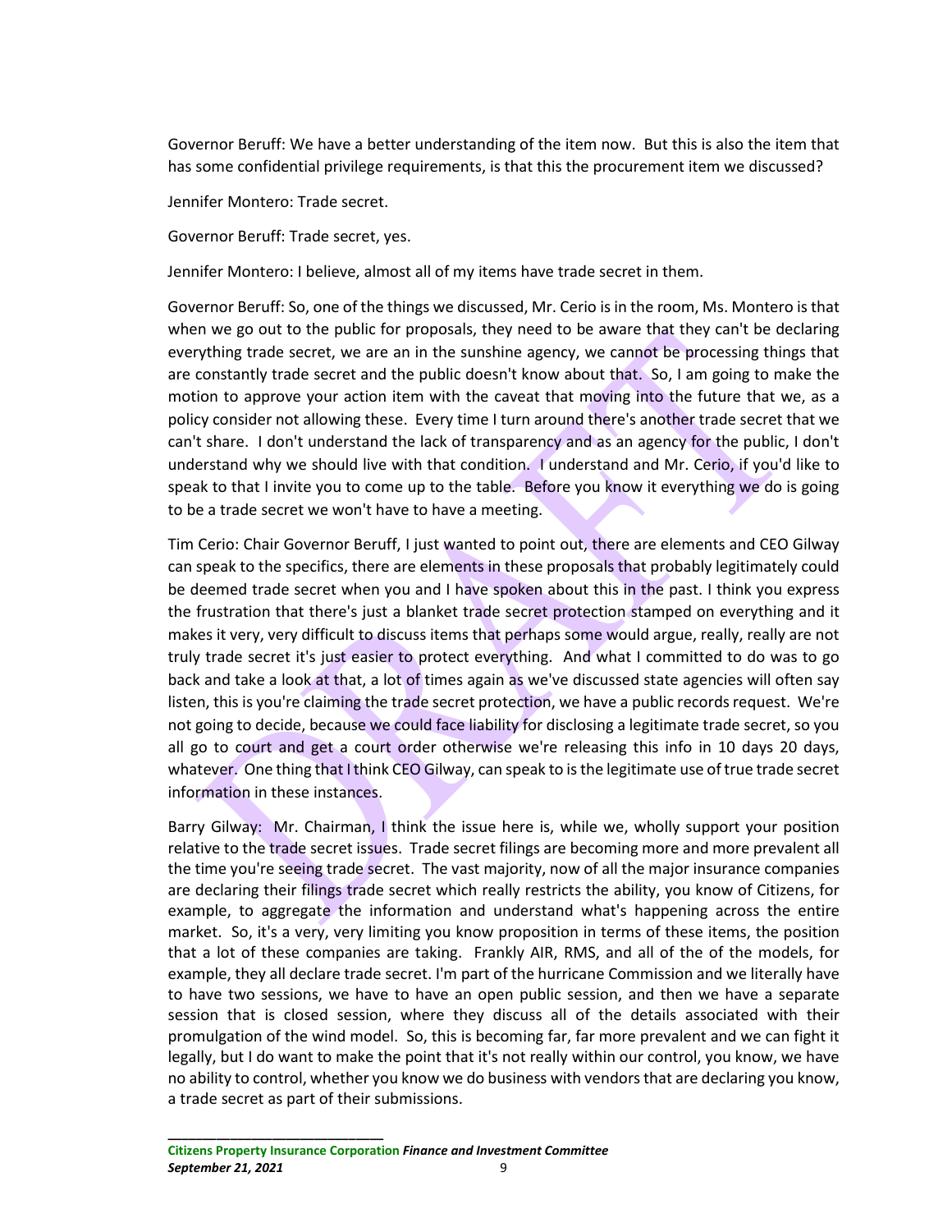Governor Beruff: We have a better understanding of the item now. But this is also the item that has some confidential privilege requirements, is that this the procurement item we discussed?

Jennifer Montero: Trade secret.

Governor Beruff: Trade secret, yes.

Jennifer Montero: I believe, almost all of my items have trade secret in them.

Governor Beruff: So, one of the things we discussed, Mr. Cerio is in the room, Ms. Montero is that when we go out to the public for proposals, they need to be aware that they can't be declaring everything trade secret, we are an in the sunshine agency, we cannot be processing things that are constantly trade secret and the public doesn't know about that. So, I am going to make the motion to approve your action item with the caveat that moving into the future that we, as a policy consider not allowing these. Every time I turn around there's another trade secret that we can't share. I don't understand the lack of transparency and as an agency for the public, I don't understand why we should live with that condition. I understand and Mr. Cerio, if you'd like to speak to that I invite you to come up to the table. Before you know it everything we do is going to be a trade secret we won't have to have a meeting.

Tim Cerio: Chair Governor Beruff, I just wanted to point out, there are elements and CEO Gilway can speak to the specifics, there are elements in these proposals that probably legitimately could be deemed trade secret when you and I have spoken about this in the past. I think you express the frustration that there's just a blanket trade secret protection stamped on everything and it makes it very, very difficult to discuss items that perhaps some would argue, really, really are not truly trade secret it's just easier to protect everything. And what I committed to do was to go back and take a look at that, a lot of times again as we've discussed state agencies will often say listen, this is you're claiming the trade secret protection, we have a public records request. We're not going to decide, because we could face liability for disclosing a legitimate trade secret, so you all go to court and get a court order otherwise we're releasing this info in 10 days 20 days, whatever. One thing that I think CEO Gilway, can speak to is the legitimate use of true trade secret information in these instances.

Barry Gilway: Mr. Chairman, I think the issue here is, while we, wholly support your position relative to the trade secret issues. Trade secret filings are becoming more and more prevalent all the time you're seeing trade secret. The vast majority, now of all the major insurance companies are declaring their filings trade secret which really restricts the ability, you know of Citizens, for example, to aggregate the information and understand what's happening across the entire market. So, it's a very, very limiting you know proposition in terms of these items, the position that a lot of these companies are taking. Frankly AIR, RMS, and all of the of the models, for example, they all declare trade secret. I'm part of the hurricane Commission and we literally have to have two sessions, we have to have an open public session, and then we have a separate session that is closed session, where they discuss all of the details associated with their promulgation of the wind model. So, this is becoming far, far more prevalent and we can fight it legally, but I do want to make the point that it's not really within our control, you know, we have no ability to control, whether you know we do business with vendors that are declaring you know, a trade secret as part of their submissions.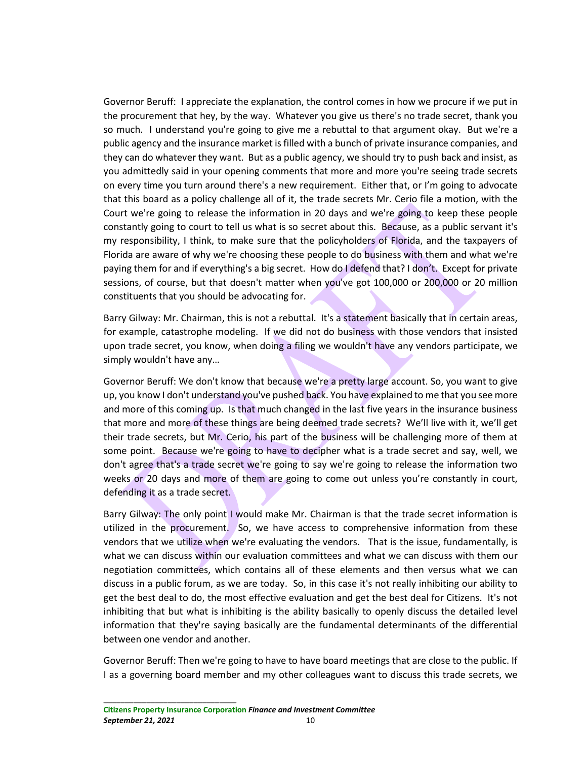Governor Beruff: I appreciate the explanation, the control comes in how we procure if we put in the procurement that hey, by the way. Whatever you give us there's no trade secret, thank you so much. I understand you're going to give me a rebuttal to that argument okay. But we're a public agency and the insurance market is filled with a bunch of private insurance companies, and they can do whatever they want. But as a public agency, we should try to push back and insist, as you admittedly said in your opening comments that more and more you're seeing trade secrets on every time you turn around there's a new requirement. Either that, or I'm going to advocate that this board as a policy challenge all of it, the trade secrets Mr. Cerio file a motion, with the Court we're going to release the information in 20 days and we're going to keep these people constantly going to court to tell us what is so secret about this. Because, as a public servant it's my responsibility, I think, to make sure that the policyholders of Florida, and the taxpayers of Florida are aware of why we're choosing these people to do business with them and what we're paying them for and if everything's a big secret. How do I defend that? I don't. Except for private sessions, of course, but that doesn't matter when you've got 100,000 or 200,000 or 20 million constituents that you should be advocating for.

Barry Gilway: Mr. Chairman, this is not a rebuttal. It's a statement basically that in certain areas, for example, catastrophe modeling. If we did not do business with those vendors that insisted upon trade secret, you know, when doing a filing we wouldn't have any vendors participate, we simply wouldn't have any…

Governor Beruff: We don't know that because we're a pretty large account. So, you want to give up, you know I don't understand you've pushed back. You have explained to me that you see more and more of this coming up. Is that much changed in the last five years in the insurance business that more and more of these things are being deemed trade secrets? We'll live with it, we'll get their trade secrets, but Mr. Cerio, his part of the business will be challenging more of them at some point. Because we're going to have to decipher what is a trade secret and say, well, we don't agree that's a trade secret we're going to say we're going to release the information two weeks or 20 days and more of them are going to come out unless you're constantly in court, defending it as a trade secret.

Barry Gilway: The only point I would make Mr. Chairman is that the trade secret information is utilized in the procurement. So, we have access to comprehensive information from these vendors that we utilize when we're evaluating the vendors. That is the issue, fundamentally, is what we can discuss within our evaluation committees and what we can discuss with them our negotiation committees, which contains all of these elements and then versus what we can discuss in a public forum, as we are today. So, in this case it's not really inhibiting our ability to get the best deal to do, the most effective evaluation and get the best deal for Citizens. It's not inhibiting that but what is inhibiting is the ability basically to openly discuss the detailed level information that they're saying basically are the fundamental determinants of the differential between one vendor and another.

Governor Beruff: Then we're going to have to have board meetings that are close to the public. If I as a governing board member and my other colleagues want to discuss this trade secrets, we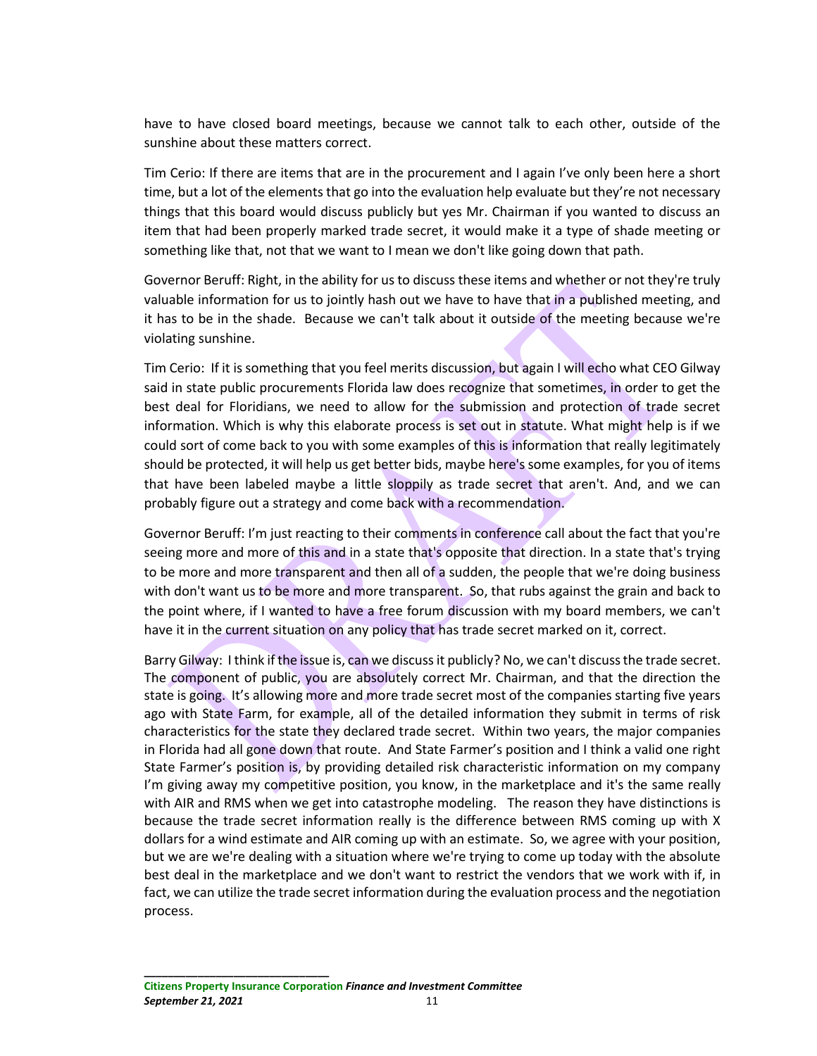have to have closed board meetings, because we cannot talk to each other, outside of the sunshine about these matters correct.

Tim Cerio: If there are items that are in the procurement and I again I've only been here a short time, but a lot of the elements that go into the evaluation help evaluate but they're not necessary things that this board would discuss publicly but yes Mr. Chairman if you wanted to discuss an item that had been properly marked trade secret, it would make it a type of shade meeting or something like that, not that we want to I mean we don't like going down that path.

Governor Beruff: Right, in the ability for us to discuss these items and whether or not they're truly valuable information for us to jointly hash out we have to have that in a published meeting, and it has to be in the shade. Because we can't talk about it outside of the meeting because we're violating sunshine.

Tim Cerio: If it is something that you feel merits discussion, but again I will echo what CEO Gilway said in state public procurements Florida law does recognize that sometimes, in order to get the best deal for Floridians, we need to allow for the submission and protection of trade secret information. Which is why this elaborate process is set out in statute. What might help is if we could sort of come back to you with some examples of this is information that really legitimately should be protected, it will help us get better bids, maybe here's some examples, for you of items that have been labeled maybe a little sloppily as trade secret that aren't. And, and we can probably figure out a strategy and come back with a recommendation.

Governor Beruff: I'm just reacting to their comments in conference call about the fact that you're seeing more and more of this and in a state that's opposite that direction. In a state that's trying to be more and more transparent and then all of a sudden, the people that we're doing business with don't want us to be more and more transparent. So, that rubs against the grain and back to the point where, if I wanted to have a free forum discussion with my board members, we can't have it in the current situation on any policy that has trade secret marked on it, correct.

Barry Gilway: I think if the issue is, can we discuss it publicly? No, we can't discuss the trade secret. The component of public, you are absolutely correct Mr. Chairman, and that the direction the state is going. It's allowing more and more trade secret most of the companies starting five years ago with State Farm, for example, all of the detailed information they submit in terms of risk characteristics for the state they declared trade secret. Within two years, the major companies in Florida had all gone down that route. And State Farmer's position and I think a valid one right State Farmer's position is, by providing detailed risk characteristic information on my company I'm giving away my competitive position, you know, in the marketplace and it's the same really with AIR and RMS when we get into catastrophe modeling. The reason they have distinctions is because the trade secret information really is the difference between RMS coming up with X dollars for a wind estimate and AIR coming up with an estimate. So, we agree with your position, but we are we're dealing with a situation where we're trying to come up today with the absolute best deal in the marketplace and we don't want to restrict the vendors that we work with if, in fact, we can utilize the trade secret information during the evaluation process and the negotiation process.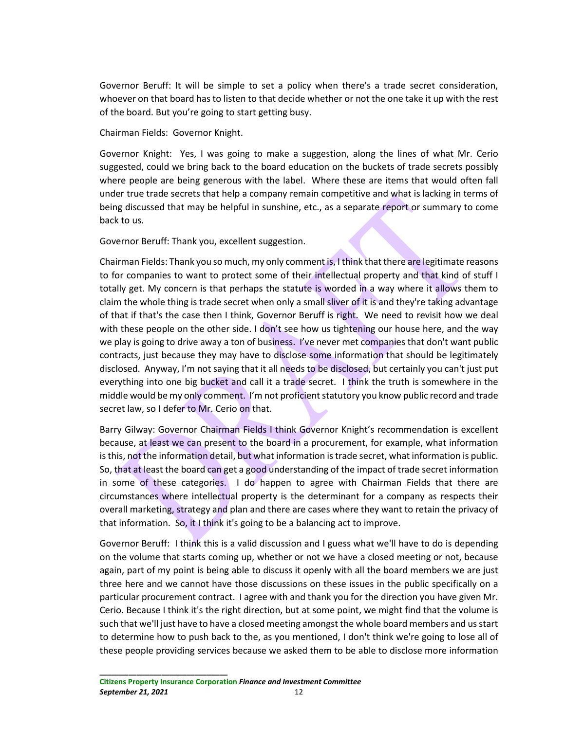Governor Beruff: It will be simple to set a policy when there's a trade secret consideration, whoever on that board has to listen to that decide whether or not the one take it up with the rest of the board. But you're going to start getting busy.

Chairman Fields: Governor Knight.

Governor Knight: Yes, I was going to make a suggestion, along the lines of what Mr. Cerio suggested, could we bring back to the board education on the buckets of trade secrets possibly where people are being generous with the label. Where these are items that would often fall under true trade secrets that help a company remain competitive and what is lacking in terms of being discussed that may be helpful in sunshine, etc., as a separate report or summary to come back to us.

Governor Beruff: Thank you, excellent suggestion.

Chairman Fields: Thank you so much, my only comment is, I think that there are legitimate reasons to for companies to want to protect some of their intellectual property and that kind of stuff I totally get. My concern is that perhaps the statute is worded in a way where it allows them to claim the whole thing is trade secret when only a small sliver of it is and they're taking advantage of that if that's the case then I think, Governor Beruff is right. We need to revisit how we deal with these people on the other side. I don't see how us tightening our house here, and the way we play is going to drive away a ton of business. I've never met companies that don't want public contracts, just because they may have to disclose some information that should be legitimately disclosed. Anyway, I'm not saying that it all needs to be disclosed, but certainly you can't just put everything into one big bucket and call it a trade secret. I think the truth is somewhere in the middle would be my only comment. I'm not proficient statutory you know public record and trade secret law, so I defer to Mr. Cerio on that.

Barry Gilway: Governor Chairman Fields I think Governor Knight's recommendation is excellent because, at least we can present to the board in a procurement, for example, what information is this, not the information detail, but what information is trade secret, what information is public. So, that at least the board can get a good understanding of the impact of trade secret information in some of these categories. I do happen to agree with Chairman Fields that there are circumstances where intellectual property is the determinant for a company as respects their overall marketing, strategy and plan and there are cases where they want to retain the privacy of that information. So, it I think it's going to be a balancing act to improve.

Governor Beruff: I think this is a valid discussion and I guess what we'll have to do is depending on the volume that starts coming up, whether or not we have a closed meeting or not, because again, part of my point is being able to discuss it openly with all the board members we are just three here and we cannot have those discussions on these issues in the public specifically on a particular procurement contract. I agree with and thank you for the direction you have given Mr. Cerio. Because I think it's the right direction, but at some point, we might find that the volume is such that we'll just have to have a closed meeting amongst the whole board members and us start to determine how to push back to the, as you mentioned, I don't think we're going to lose all of these people providing services because we asked them to be able to disclose more information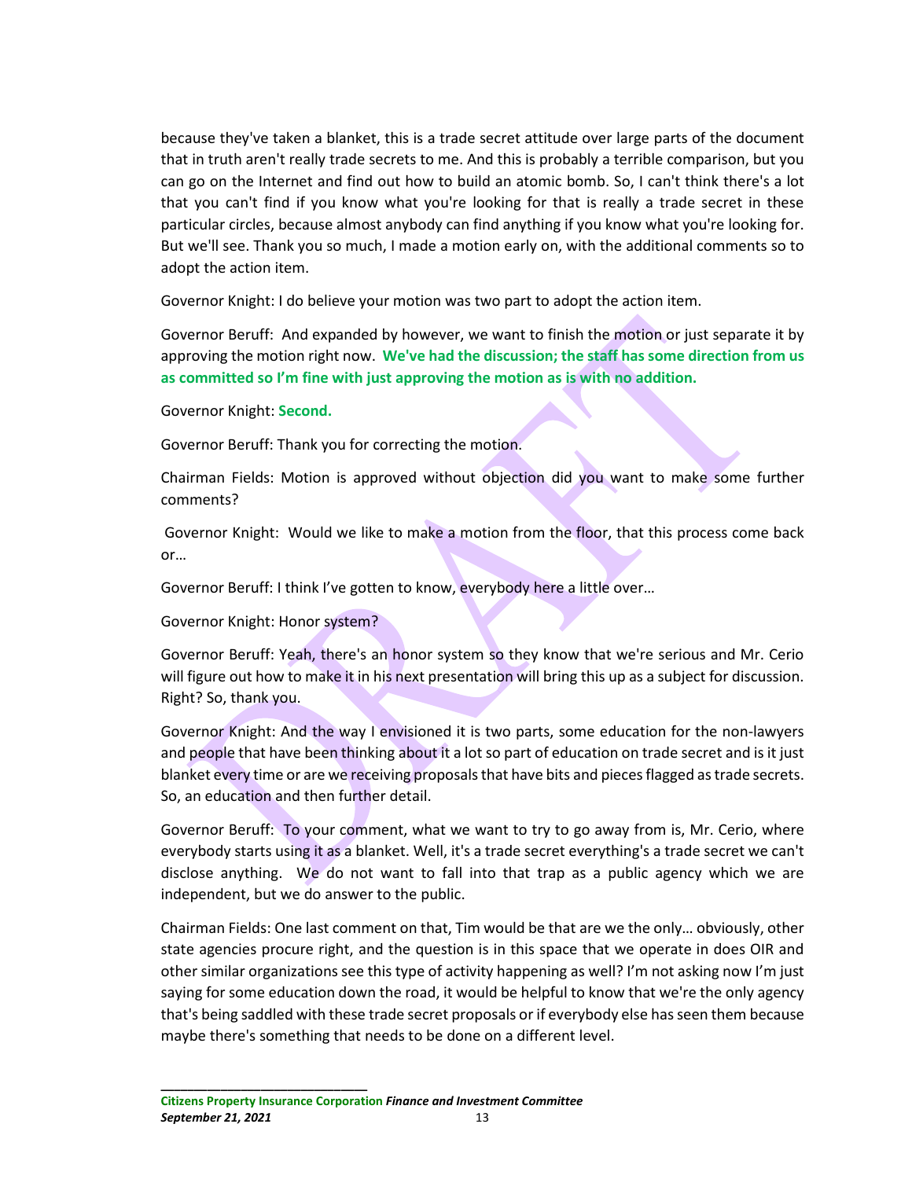because they've taken a blanket, this is a trade secret attitude over large parts of the document that in truth aren't really trade secrets to me. And this is probably a terrible comparison, but you can go on the Internet and find out how to build an atomic bomb. So, I can't think there's a lot that you can't find if you know what you're looking for that is really a trade secret in these particular circles, because almost anybody can find anything if you know what you're looking for. But we'll see. Thank you so much, I made a motion early on, with the additional comments so to adopt the action item.

Governor Knight: I do believe your motion was two part to adopt the action item.

Governor Beruff: And expanded by however, we want to finish the motion or just separate it by approving the motion right now. **We've had the discussion; the staff has some direction from us as committed so I'm fine with just approving the motion as is with no addition.**

Governor Knight: **Second.**

Governor Beruff: Thank you for correcting the motion.

Chairman Fields: Motion is approved without objection did you want to make some further comments?

Governor Knight: Would we like to make a motion from the floor, that this process come back or…

Governor Beruff: I think I've gotten to know, everybody here a little over…

Governor Knight: Honor system?

Governor Beruff: Yeah, there's an honor system so they know that we're serious and Mr. Cerio will figure out how to make it in his next presentation will bring this up as a subject for discussion. Right? So, thank you.

Governor Knight: And the way I envisioned it is two parts, some education for the non-lawyers and people that have been thinking about it a lot so part of education on trade secret and is it just blanket every time or are we receiving proposals that have bits and pieces flagged as trade secrets. So, an education and then further detail.

Governor Beruff: To your comment, what we want to try to go away from is, Mr. Cerio, where everybody starts using it as a blanket. Well, it's a trade secret everything's a trade secret we can't disclose anything. We do not want to fall into that trap as a public agency which we are independent, but we do answer to the public.

Chairman Fields: One last comment on that, Tim would be that are we the only… obviously, other state agencies procure right, and the question is in this space that we operate in does OIR and other similar organizations see this type of activity happening as well? I'm not asking now I'm just saying for some education down the road, it would be helpful to know that we're the only agency that's being saddled with these trade secret proposals or if everybody else has seen them because maybe there's something that needs to be done on a different level.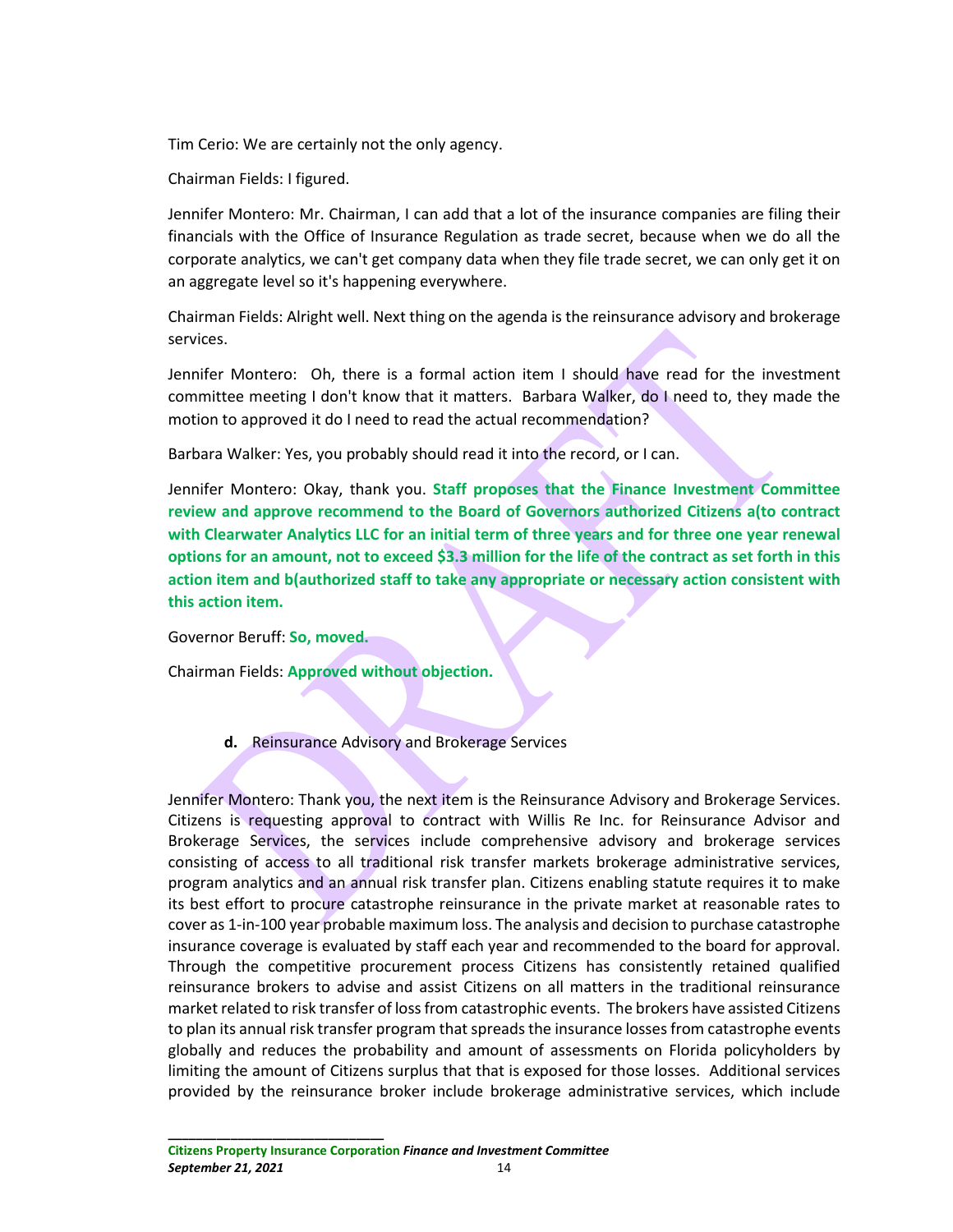Tim Cerio: We are certainly not the only agency.

Chairman Fields: I figured.

Jennifer Montero: Mr. Chairman, I can add that a lot of the insurance companies are filing their financials with the Office of Insurance Regulation as trade secret, because when we do all the corporate analytics, we can't get company data when they file trade secret, we can only get it on an aggregate level so it's happening everywhere.

Chairman Fields: Alright well. Next thing on the agenda is the reinsurance advisory and brokerage services.

Jennifer Montero: Oh, there is a formal action item I should have read for the investment committee meeting I don't know that it matters. Barbara Walker, do I need to, they made the motion to approved it do I need to read the actual recommendation?

Barbara Walker: Yes, you probably should read it into the record, or I can.

Jennifer Montero: Okay, thank you. **Staff proposes that the Finance Investment Committee review and approve recommend to the Board of Governors authorized Citizens a(to contract with Clearwater Analytics LLC for an initial term of three years and for three one year renewal options for an amount, not to exceed $3.3 million for the life of the contract as set forth in this action item and b(authorized staff to take any appropriate or necessary action consistent with this action item.**

Governor Beruff: **So, moved.**

Chairman Fields: **Approved without objection.**

**d.** Reinsurance Advisory and Brokerage Services

Jennifer Montero: Thank you, the next item is the Reinsurance Advisory and Brokerage Services. Citizens is requesting approval to contract with Willis Re Inc. for Reinsurance Advisor and Brokerage Services, the services include comprehensive advisory and brokerage services consisting of access to all traditional risk transfer markets brokerage administrative services, program analytics and an annual risk transfer plan. Citizens enabling statute requires it to make its best effort to procure catastrophe reinsurance in the private market at reasonable rates to cover as 1-in-100 year probable maximum loss. The analysis and decision to purchase catastrophe insurance coverage is evaluated by staff each year and recommended to the board for approval. Through the competitive procurement process Citizens has consistently retained qualified reinsurance brokers to advise and assist Citizens on all matters in the traditional reinsurance market related to risk transfer of loss from catastrophic events. The brokers have assisted Citizens to plan its annual risk transfer program that spreads the insurance losses from catastrophe events globally and reduces the probability and amount of assessments on Florida policyholders by limiting the amount of Citizens surplus that that is exposed for those losses. Additional services provided by the reinsurance broker include brokerage administrative services, which include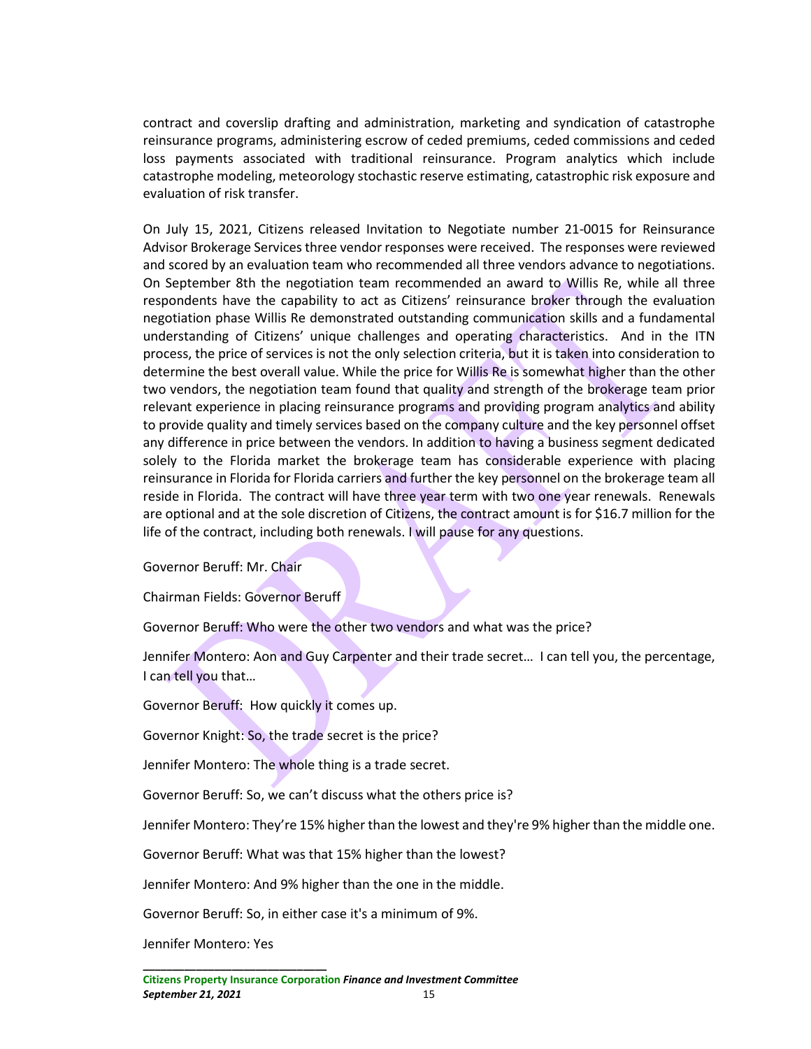contract and coverslip drafting and administration, marketing and syndication of catastrophe reinsurance programs, administering escrow of ceded premiums, ceded commissions and ceded loss payments associated with traditional reinsurance. Program analytics which include catastrophe modeling, meteorology stochastic reserve estimating, catastrophic risk exposure and evaluation of risk transfer.

On July 15, 2021, Citizens released Invitation to Negotiate number 21-0015 for Reinsurance Advisor Brokerage Services three vendor responses were received. The responses were reviewed and scored by an evaluation team who recommended all three vendors advance to negotiations. On September 8th the negotiation team recommended an award to Willis Re, while all three respondents have the capability to act as Citizens' reinsurance broker through the evaluation negotiation phase Willis Re demonstrated outstanding communication skills and a fundamental understanding of Citizens' unique challenges and operating characteristics. And in the ITN process, the price of services is not the only selection criteria, but it is taken into consideration to determine the best overall value. While the price for Willis Re is somewhat higher than the other two vendors, the negotiation team found that quality and strength of the brokerage team prior relevant experience in placing reinsurance programs and providing program analytics and ability to provide quality and timely services based on the company culture and the key personnel offset any difference in price between the vendors. In addition to having a business segment dedicated solely to the Florida market the brokerage team has considerable experience with placing reinsurance in Florida for Florida carriers and further the key personnel on the brokerage team all reside in Florida. The contract will have three year term with two one year renewals. Renewals are optional and at the sole discretion of Citizens, the contract amount is for $16.7 million for the life of the contract, including both renewals. I will pause for any questions.

Governor Beruff: Mr. Chair

Chairman Fields: Governor Beruff

Governor Beruff: Who were the other two vendors and what was the price?

Jennifer Montero: Aon and Guy Carpenter and their trade secret… I can tell you, the percentage, I can tell you that…

Governor Beruff: How quickly it comes up.

Governor Knight: So, the trade secret is the price?

Jennifer Montero: The whole thing is a trade secret.

Governor Beruff: So, we can't discuss what the others price is?

Jennifer Montero: They're 15% higher than the lowest and they're 9% higher than the middle one.

Governor Beruff: What was that 15% higher than the lowest?

Jennifer Montero: And 9% higher than the one in the middle.

Governor Beruff: So, in either case it's a minimum of 9%.

Jennifer Montero: Yes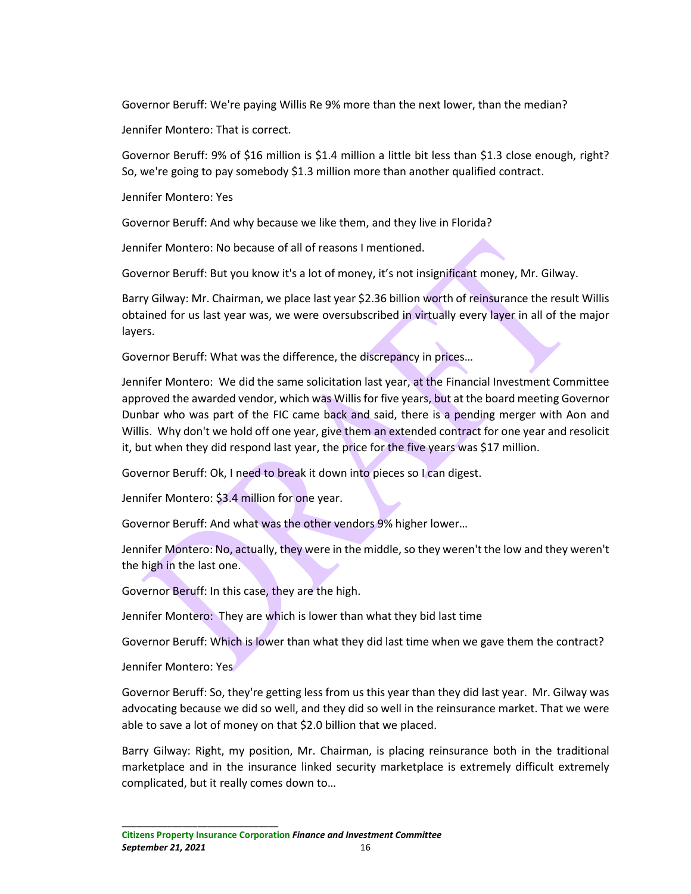Governor Beruff: We're paying Willis Re 9% more than the next lower, than the median?

Jennifer Montero: That is correct.

Governor Beruff: 9% of $16 million is $1.4 million a little bit less than $1.3 close enough, right? So, we're going to pay somebody $1.3 million more than another qualified contract.

Jennifer Montero: Yes

Governor Beruff: And why because we like them, and they live in Florida?

Jennifer Montero: No because of all of reasons I mentioned.

Governor Beruff: But you know it's a lot of money, it's not insignificant money, Mr. Gilway.

Barry Gilway: Mr. Chairman, we place last year $2.36 billion worth of reinsurance the result Willis obtained for us last year was, we were oversubscribed in virtually every layer in all of the major layers.

Governor Beruff: What was the difference, the discrepancy in prices…

Jennifer Montero: We did the same solicitation last year, at the Financial Investment Committee approved the awarded vendor, which was Willis for five years, but at the board meeting Governor Dunbar who was part of the FIC came back and said, there is a pending merger with Aon and Willis. Why don't we hold off one year, give them an extended contract for one year and resolicit it, but when they did respond last year, the price for the five years was $17 million.

Governor Beruff: Ok, I need to break it down into pieces so I can digest.

Jennifer Montero: $3.4 million for one year.

Governor Beruff: And what was the other vendors 9% higher lower…

Jennifer Montero: No, actually, they were in the middle, so they weren't the low and they weren't the high in the last one.

Governor Beruff: In this case, they are the high.

Jennifer Montero: They are which is lower than what they bid last time

Governor Beruff: Which is lower than what they did last time when we gave them the contract?

Jennifer Montero: Yes

Governor Beruff: So, they're getting less from us this year than they did last year. Mr. Gilway was advocating because we did so well, and they did so well in the reinsurance market. That we were able to save a lot of money on that $2.0 billion that we placed.

Barry Gilway: Right, my position, Mr. Chairman, is placing reinsurance both in the traditional marketplace and in the insurance linked security marketplace is extremely difficult extremely complicated, but it really comes down to…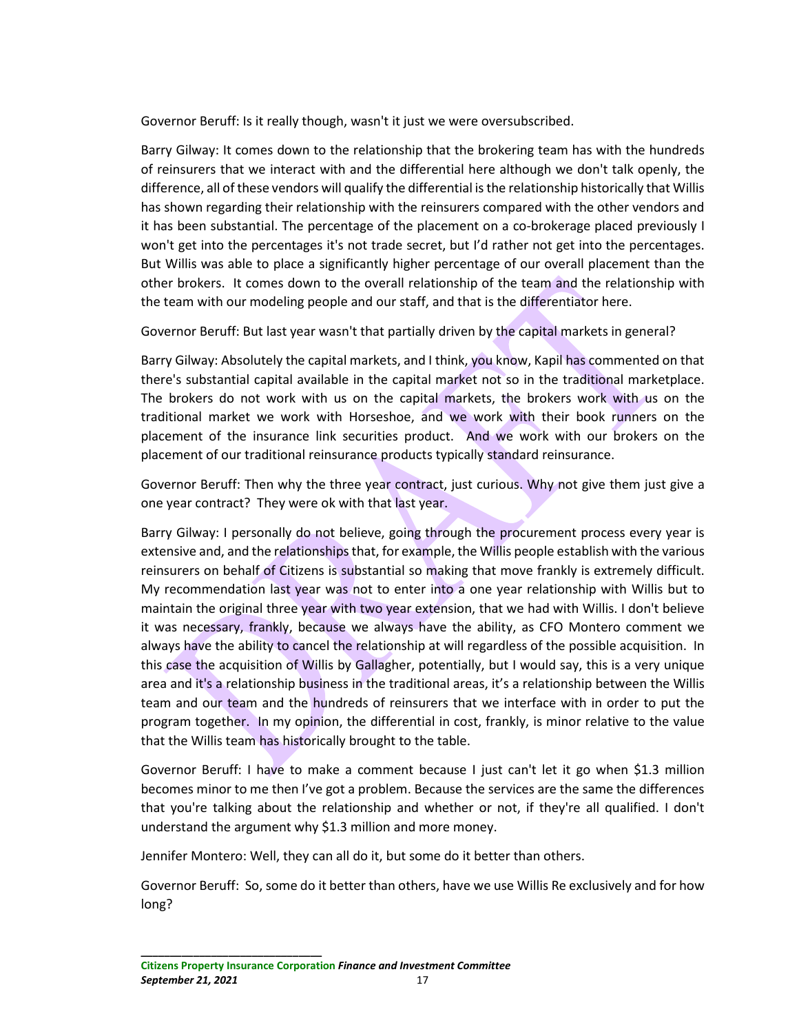Governor Beruff: Is it really though, wasn't it just we were oversubscribed.

Barry Gilway: It comes down to the relationship that the brokering team has with the hundreds of reinsurers that we interact with and the differential here although we don't talk openly, the difference, all of these vendors will qualify the differential is the relationship historically that Willis has shown regarding their relationship with the reinsurers compared with the other vendors and it has been substantial. The percentage of the placement on a co-brokerage placed previously I won't get into the percentages it's not trade secret, but I'd rather not get into the percentages. But Willis was able to place a significantly higher percentage of our overall placement than the other brokers. It comes down to the overall relationship of the team and the relationship with the team with our modeling people and our staff, and that is the differentiator here.

Governor Beruff: But last year wasn't that partially driven by the capital markets in general?

Barry Gilway: Absolutely the capital markets, and I think, you know, Kapil has commented on that there's substantial capital available in the capital market not so in the traditional marketplace. The brokers do not work with us on the capital markets, the brokers work with us on the traditional market we work with Horseshoe, and we work with their book runners on the placement of the insurance link securities product. And we work with our brokers on the placement of our traditional reinsurance products typically standard reinsurance.

Governor Beruff: Then why the three year contract, just curious. Why not give them just give a one year contract? They were ok with that last year.

Barry Gilway: I personally do not believe, going through the procurement process every year is extensive and, and the relationships that, for example, the Willis people establish with the various reinsurers on behalf of Citizens is substantial so making that move frankly is extremely difficult. My recommendation last year was not to enter into a one year relationship with Willis but to maintain the original three year with two year extension, that we had with Willis. I don't believe it was necessary, frankly, because we always have the ability, as CFO Montero comment we always have the ability to cancel the relationship at will regardless of the possible acquisition. In this case the acquisition of Willis by Gallagher, potentially, but I would say, this is a very unique area and it's a relationship business in the traditional areas, it's a relationship between the Willis team and our team and the hundreds of reinsurers that we interface with in order to put the program together. In my opinion, the differential in cost, frankly, is minor relative to the value that the Willis team has historically brought to the table.

Governor Beruff: I have to make a comment because I just can't let it go when $1.3 million becomes minor to me then I've got a problem. Because the services are the same the differences that you're talking about the relationship and whether or not, if they're all qualified. I don't understand the argument why $1.3 million and more money.

Jennifer Montero: Well, they can all do it, but some do it better than others.

Governor Beruff: So, some do it better than others, have we use Willis Re exclusively and for how long?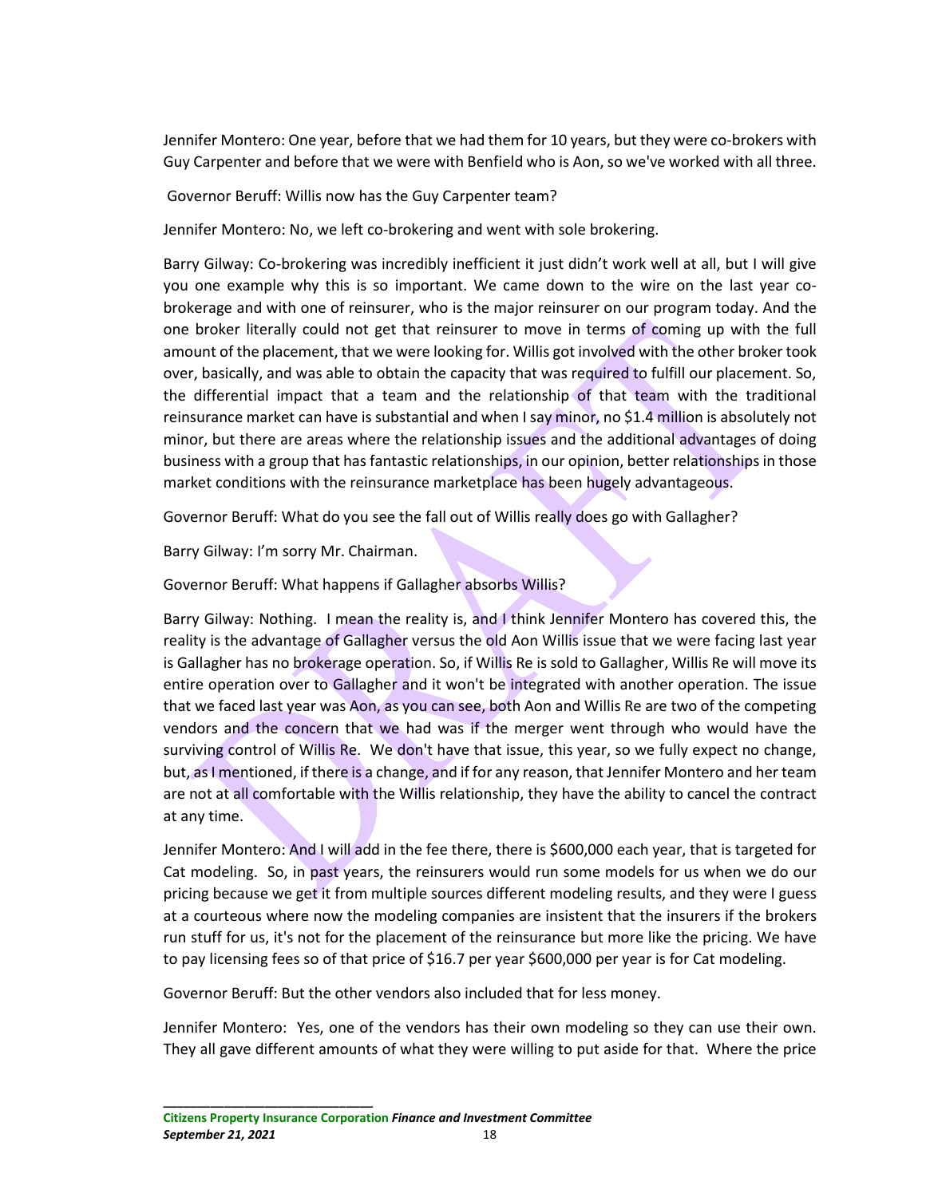Jennifer Montero: One year, before that we had them for 10 years, but they were co-brokers with Guy Carpenter and before that we were with Benfield who is Aon, so we've worked with all three.

Governor Beruff: Willis now has the Guy Carpenter team?

Jennifer Montero: No, we left co-brokering and went with sole brokering.

Barry Gilway: Co-brokering was incredibly inefficient it just didn't work well at all, but I will give you one example why this is so important. We came down to the wire on the last year co-brokerage and with one of reinsurer, who is the major reinsurer on our program today. And the one broker literally could not get that reinsurer to move in terms of coming up with the full amount of the placement, that we were looking for. Willis got involved with the other broker took over, basically, and was able to obtain the capacity that was required to fulfill our placement. So, the differential impact that a team and the relationship of that team with the traditional reinsurance market can have is substantial and when I say minor, no $1.4 million is absolutely not minor, but there are areas where the relationship issues and the additional advantages of doing business with a group that has fantastic relationships, in our opinion, better relationships in those market conditions with the reinsurance marketplace has been hugely advantageous.

Governor Beruff: What do you see the fall out of Willis really does go with Gallagher?

Barry Gilway: I'm sorry Mr. Chairman.

Governor Beruff: What happens if Gallagher absorbs Willis?

Barry Gilway: Nothing. I mean the reality is, and I think Jennifer Montero has covered this, the reality is the advantage of Gallagher versus the old Aon Willis issue that we were facing last year is Gallagher has no brokerage operation. So, if Willis Re is sold to Gallagher, Willis Re will move its entire operation over to Gallagher and it won't be integrated with another operation. The issue that we faced last year was Aon, as you can see, both Aon and Willis Re are two of the competing vendors and the concern that we had was if the merger went through who would have the surviving control of Willis Re. We don't have that issue, this year, so we fully expect no change, but, as I mentioned, if there is a change, and if for any reason, that Jennifer Montero and her team are not at all comfortable with the Willis relationship, they have the ability to cancel the contract at any time.

Jennifer Montero: And I will add in the fee there, there is $600,000 each year, that is targeted for Cat modeling. So, in past years, the reinsurers would run some models for us when we do our pricing because we get it from multiple sources different modeling results, and they were I guess at a courteous where now the modeling companies are insistent that the insurers if the brokers run stuff for us, it's not for the placement of the reinsurance but more like the pricing. We have to pay licensing fees so of that price of $16.7 per year $600,000 per year is for Cat modeling.

Governor Beruff: But the other vendors also included that for less money.

Jennifer Montero: Yes, one of the vendors has their own modeling so they can use their own. They all gave different amounts of what they were willing to put aside for that. Where the price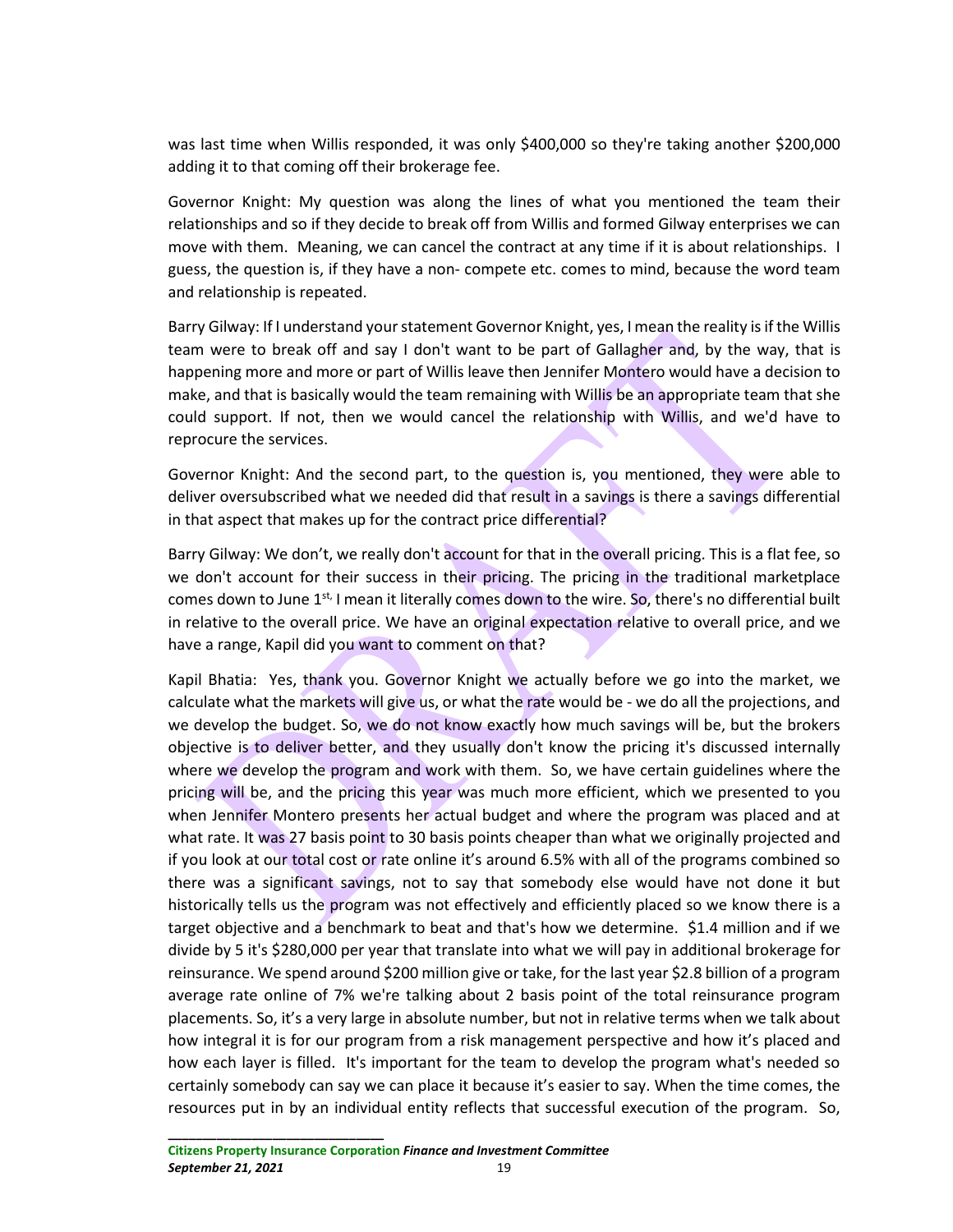was last time when Willis responded, it was only $400,000 so they're taking another $200,000 adding it to that coming off their brokerage fee.

Governor Knight: My question was along the lines of what you mentioned the team their relationships and so if they decide to break off from Willis and formed Gilway enterprises we can move with them. Meaning, we can cancel the contract at any time if it is about relationships. I guess, the question is, if they have a non- compete etc. comes to mind, because the word team and relationship is repeated.

Barry Gilway: If I understand your statement Governor Knight, yes, I mean the reality is if the Willis team were to break off and say I don't want to be part of Gallagher and, by the way, that is happening more and more or part of Willis leave then Jennifer Montero would have a decision to make, and that is basically would the team remaining with Willis be an appropriate team that she could support. If not, then we would cancel the relationship with Willis, and we'd have to reprocure the services.

Governor Knight: And the second part, to the question is, you mentioned, they were able to deliver oversubscribed what we needed did that result in a savings is there a savings differential in that aspect that makes up for the contract price differential?

Barry Gilway: We don't, we really don't account for that in the overall pricing. This is a flat fee, so we don't account for their success in their pricing. The pricing in the traditional marketplace comes down to June 1st, I mean it literally comes down to the wire. So, there's no differential built in relative to the overall price. We have an original expectation relative to overall price, and we have a range, Kapil did you want to comment on that?

Kapil Bhatia: Yes, thank you. Governor Knight we actually before we go into the market, we calculate what the markets will give us, or what the rate would be - we do all the projections, and we develop the budget. So, we do not know exactly how much savings will be, but the brokers objective is to deliver better, and they usually don't know the pricing it's discussed internally where we develop the program and work with them. So, we have certain guidelines where the pricing will be, and the pricing this year was much more efficient, which we presented to you when Jennifer Montero presents her actual budget and where the program was placed and at what rate. It was 27 basis point to 30 basis points cheaper than what we originally projected and if you look at our total cost or rate online it's around 6.5% with all of the programs combined so there was a significant savings, not to say that somebody else would have not done it but historically tells us the program was not effectively and efficiently placed so we know there is a target objective and a benchmark to beat and that's how we determine. $1.4 million and if we divide by 5 it's $280,000 per year that translate into what we will pay in additional brokerage for reinsurance. We spend around $200 million give or take, for the last year $2.8 billion of a program average rate online of 7% we're talking about 2 basis point of the total reinsurance program placements. So, it's a very large in absolute number, but not in relative terms when we talk about how integral it is for our program from a risk management perspective and how it's placed and how each layer is filled. It's important for the team to develop the program what's needed so certainly somebody can say we can place it because it's easier to say. When the time comes, the resources put in by an individual entity reflects that successful execution of the program. So,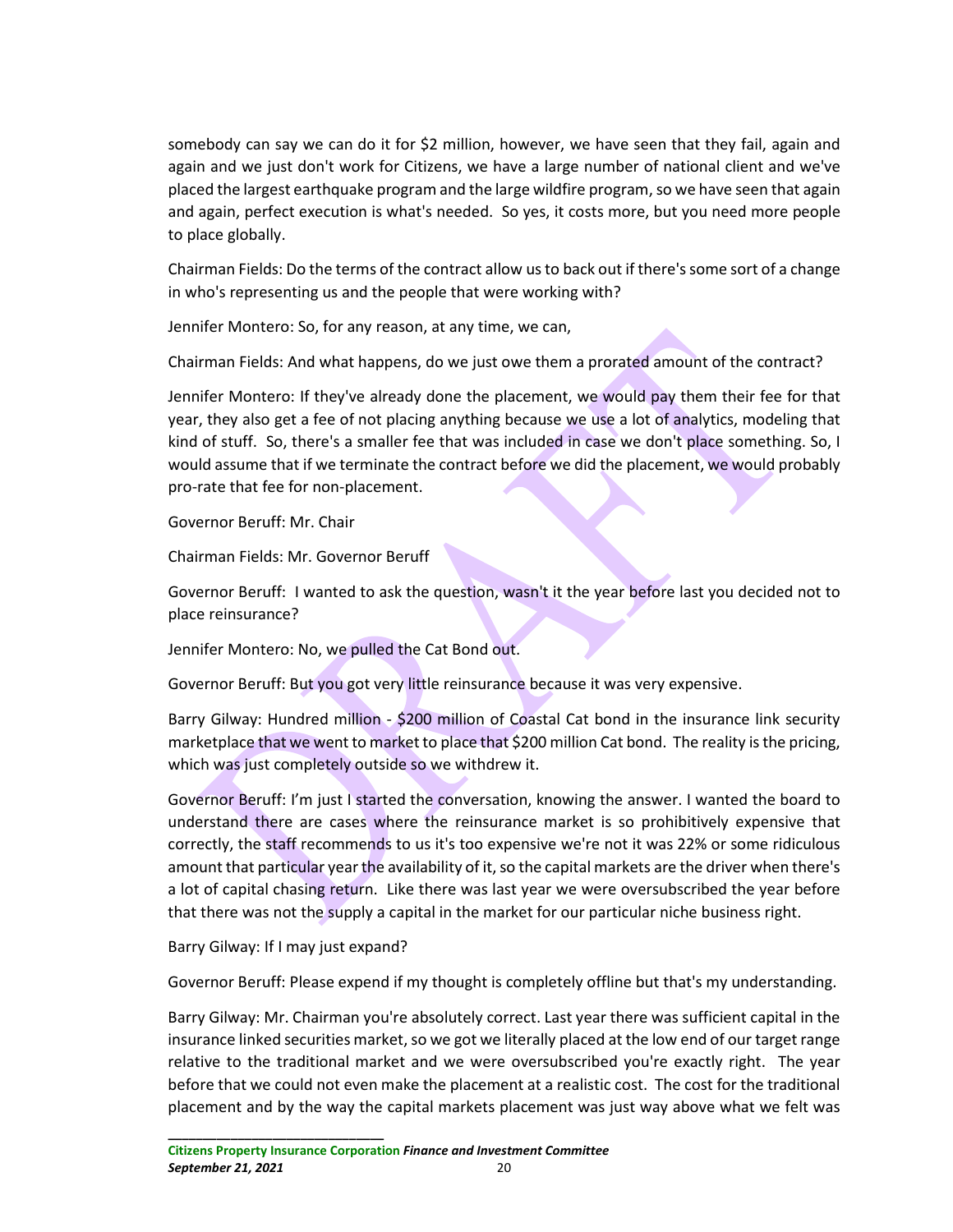somebody can say we can do it for $2 million, however, we have seen that they fail, again and again and we just don't work for Citizens, we have a large number of national client and we've placed the largest earthquake program and the large wildfire program, so we have seen that again and again, perfect execution is what's needed. So yes, it costs more, but you need more people to place globally.

Chairman Fields: Do the terms of the contract allow us to back out if there's some sort of a change in who's representing us and the people that were working with?

Jennifer Montero: So, for any reason, at any time, we can,

Chairman Fields: And what happens, do we just owe them a prorated amount of the contract?

Jennifer Montero: If they've already done the placement, we would pay them their fee for that year, they also get a fee of not placing anything because we use a lot of analytics, modeling that kind of stuff. So, there's a smaller fee that was included in case we don't place something. So, I would assume that if we terminate the contract before we did the placement, we would probably pro-rate that fee for non-placement.

Governor Beruff: Mr. Chair

Chairman Fields: Mr. Governor Beruff

Governor Beruff: I wanted to ask the question, wasn't it the year before last you decided not to place reinsurance?

Jennifer Montero: No, we pulled the Cat Bond out.

Governor Beruff: But you got very little reinsurance because it was very expensive.

Barry Gilway: Hundred million - $200 million of Coastal Cat bond in the insurance link security marketplace that we went to market to place that $200 million Cat bond. The reality is the pricing, which was just completely outside so we withdrew it.

Governor Beruff: I'm just I started the conversation, knowing the answer. I wanted the board to understand there are cases where the reinsurance market is so prohibitively expensive that correctly, the staff recommends to us it's too expensive we're not it was 22% or some ridiculous amount that particular year the availability of it, so the capital markets are the driver when there's a lot of capital chasing return. Like there was last year we were oversubscribed the year before that there was not the supply a capital in the market for our particular niche business right.

Barry Gilway: If I may just expand?

Governor Beruff: Please expend if my thought is completely offline but that's my understanding.

Barry Gilway: Mr. Chairman you're absolutely correct. Last year there was sufficient capital in the insurance linked securities market, so we got we literally placed at the low end of our target range relative to the traditional market and we were oversubscribed you're exactly right. The year before that we could not even make the placement at a realistic cost. The cost for the traditional placement and by the way the capital markets placement was just way above what we felt was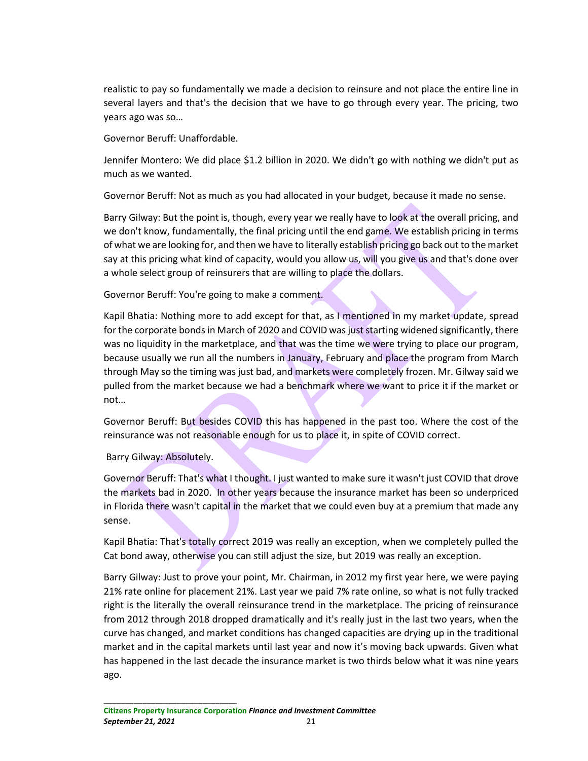realistic to pay so fundamentally we made a decision to reinsure and not place the entire line in several layers and that's the decision that we have to go through every year. The pricing, two years ago was so…

Governor Beruff: Unaffordable.

Jennifer Montero: We did place $1.2 billion in 2020. We didn't go with nothing we didn't put as much as we wanted.

Governor Beruff: Not as much as you had allocated in your budget, because it made no sense.

Barry Gilway: But the point is, though, every year we really have to look at the overall pricing, and we don't know, fundamentally, the final pricing until the end game. We establish pricing in terms of what we are looking for, and then we have to literally establish pricing go back out to the market say at this pricing what kind of capacity, would you allow us, will you give us and that's done over a whole select group of reinsurers that are willing to place the dollars.

Governor Beruff: You're going to make a comment.

Kapil Bhatia: Nothing more to add except for that, as I mentioned in my market update, spread for the corporate bonds in March of 2020 and COVID was just starting widened significantly, there was no liquidity in the marketplace, and that was the time we were trying to place our program, because usually we run all the numbers in January, February and place the program from March through May so the timing was just bad, and markets were completely frozen. Mr. Gilway said we pulled from the market because we had a benchmark where we want to price it if the market or not…

Governor Beruff: But besides COVID this has happened in the past too. Where the cost of the reinsurance was not reasonable enough for us to place it, in spite of COVID correct.

Barry Gilway: Absolutely.

Governor Beruff: That's what I thought. I just wanted to make sure it wasn't just COVID that drove the markets bad in 2020. In other years because the insurance market has been so underpriced in Florida there wasn't capital in the market that we could even buy at a premium that made any sense.

Kapil Bhatia: That's totally correct 2019 was really an exception, when we completely pulled the Cat bond away, otherwise you can still adjust the size, but 2019 was really an exception.

Barry Gilway: Just to prove your point, Mr. Chairman, in 2012 my first year here, we were paying 21% rate online for placement 21%. Last year we paid 7% rate online, so what is not fully tracked right is the literally the overall reinsurance trend in the marketplace. The pricing of reinsurance from 2012 through 2018 dropped dramatically and it's really just in the last two years, when the curve has changed, and market conditions has changed capacities are drying up in the traditional market and in the capital markets until last year and now it's moving back upwards. Given what has happened in the last decade the insurance market is two thirds below what it was nine years ago.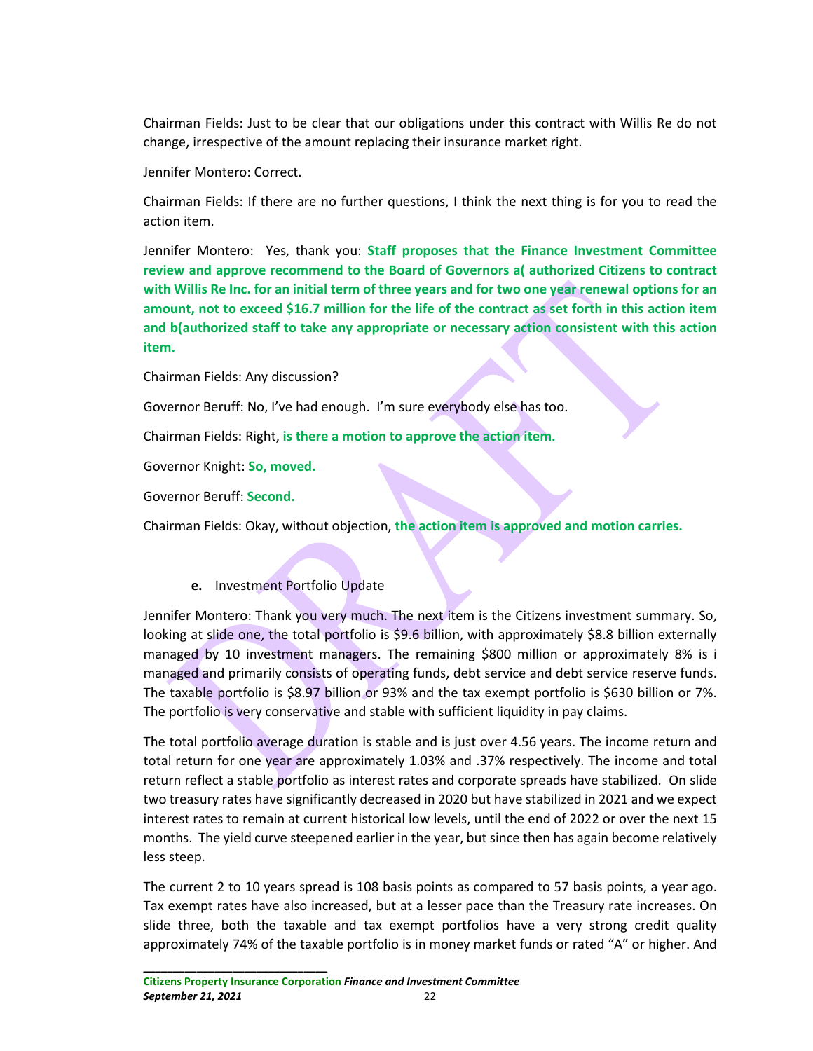Chairman Fields: Just to be clear that our obligations under this contract with Willis Re do not change, irrespective of the amount replacing their insurance market right.

Jennifer Montero: Correct.

Chairman Fields: If there are no further questions, I think the next thing is for you to read the action item.

Jennifer Montero: Yes, thank you: **Staff proposes that the Finance Investment Committee review and approve recommend to the Board of Governors a( authorized Citizens to contract with Willis Re Inc. for an initial term of three years and for two one year renewal options for an amount, not to exceed $16.7 million for the life of the contract as set forth in this action item and b(authorized staff to take any appropriate or necessary action consistent with this action item.**

Chairman Fields: Any discussion?

Governor Beruff: No, I've had enough. I'm sure everybody else has too.

Chairman Fields: Right, **is there a motion to approve the action item.**

Governor Knight: **So, moved.**

Governor Beruff: **Second.**

Chairman Fields: Okay, without objection, **the action item is approved and motion carries.**

**e.** Investment Portfolio Update

Jennifer Montero: Thank you very much. The next item is the Citizens investment summary. So, looking at slide one, the total portfolio is $9.6 billion, with approximately $8.8 billion externally managed by 10 investment managers. The remaining $800 million or approximately 8% is i managed and primarily consists of operating funds, debt service and debt service reserve funds. The taxable portfolio is $8.97 billion or 93% and the tax exempt portfolio is $630 billion or 7%. The portfolio is very conservative and stable with sufficient liquidity in pay claims.

The total portfolio average duration is stable and is just over 4.56 years. The income return and total return for one year are approximately 1.03% and .37% respectively. The income and total return reflect a stable portfolio as interest rates and corporate spreads have stabilized. On slide two treasury rates have significantly decreased in 2020 but have stabilized in 2021 and we expect interest rates to remain at current historical low levels, until the end of 2022 or over the next 15 months. The yield curve steepened earlier in the year, but since then has again become relatively less steep.

The current 2 to 10 years spread is 108 basis points as compared to 57 basis points, a year ago. Tax exempt rates have also increased, but at a lesser pace than the Treasury rate increases. On slide three, both the taxable and tax exempt portfolios have a very strong credit quality approximately 74% of the taxable portfolio is in money market funds or rated "A" or higher. And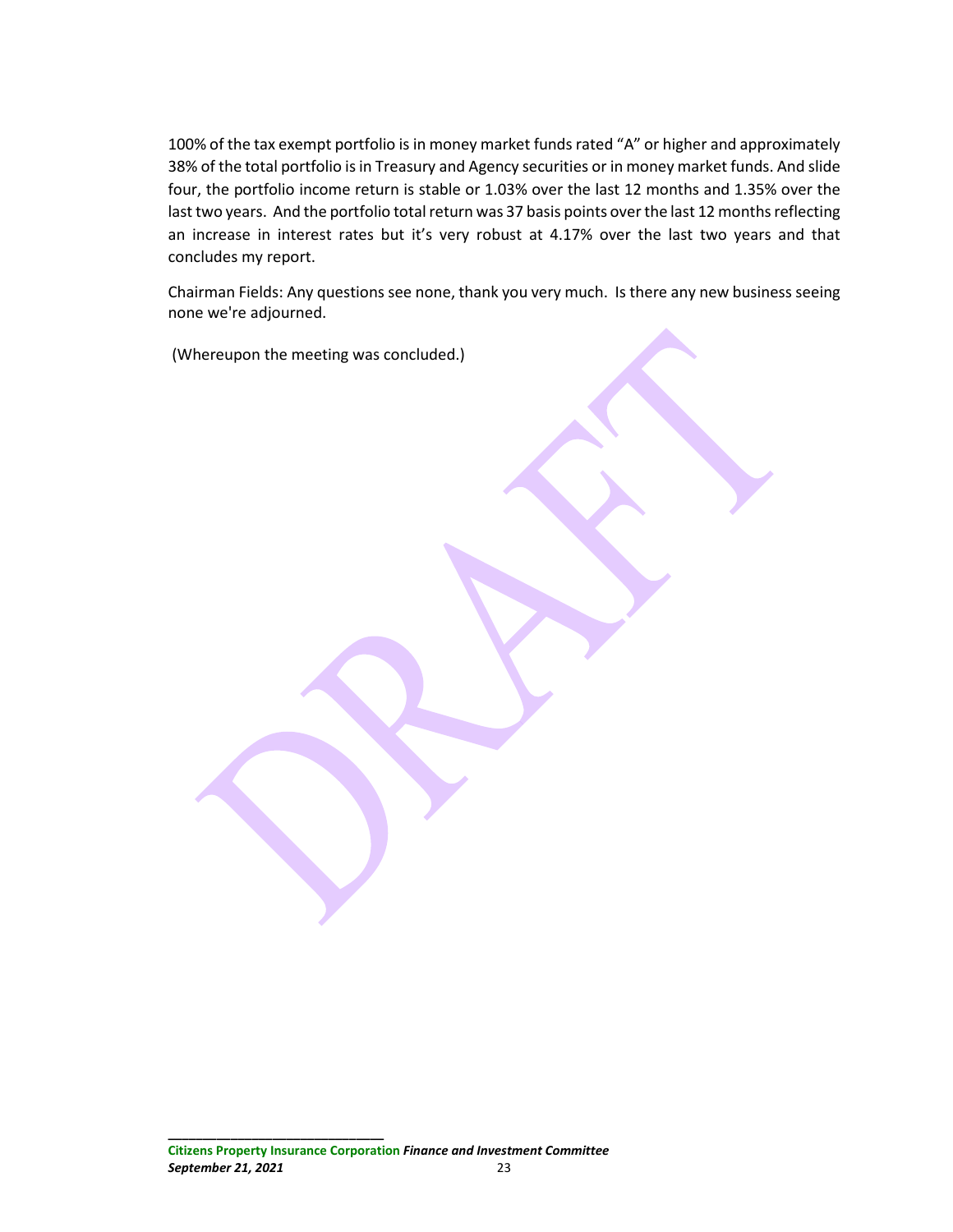100% of the tax exempt portfolio is in money market funds rated "A" or higher and approximately 38% of the total portfolio is in Treasury and Agency securities or in money market funds. And slide four, the portfolio income return is stable or 1.03% over the last 12 months and 1.35% over the last two years. And the portfolio total return was 37 basis points over the last 12 months reflecting an increase in interest rates but it's very robust at 4.17% over the last two years and that concludes my report.

Chairman Fields: Any questions see none, thank you very much. Is there any new business seeing none we're adjourned.

(Whereupon the meeting was concluded.)